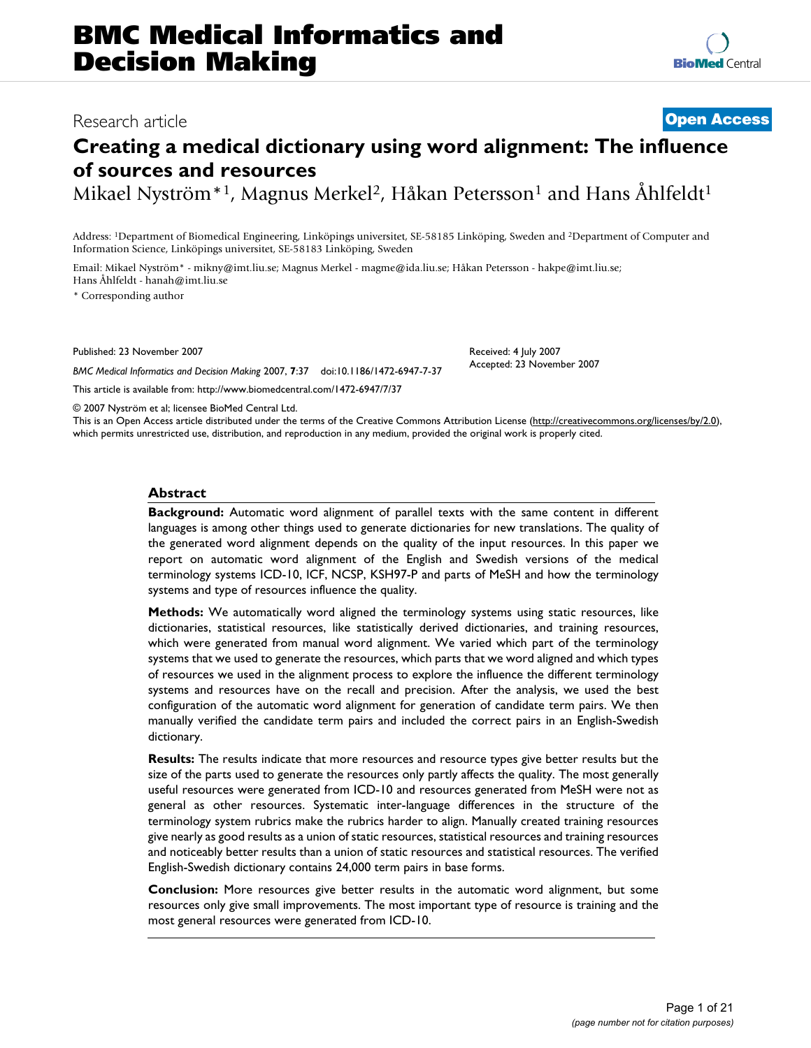Research article

**Open Access**

# Creating a medical dictionary using word alignment: The influence of sources and resources

Mikael Nyström*[1], Magnus Merkel[2], Håkan Petersson[1] and Hans Åhlfeldt[1]

Address: [1]Department of Biomedical Engineering, Linköpings universitet, SE-58185 Linköping, Sweden and [2]Department of Computer and Information Science, Linköpings universitet, SE-58183 Linköping, Sweden

Email: Mikael Nyström* - mikny@imt.liu.se; Magnus Merkel - magme@ida.liu.se; Håkan Petersson - hakpe@imt.liu.se; Hans Åhlfeldt - hanah@imt.liu.se

\* Corresponding author

Published: 23 November 2007

*BMC Medical Informatics and Decision Making* 2007, **7**:37 doi:10.1186/1472-6947-7-37

Received: 4 July 2007
Accepted: 23 November 2007

This article is available from: http://www.biomedcentral.com/1472-6947/7/37

© 2007 Nyström et al; licensee BioMed Central Ltd.

This is an Open Access article distributed under the terms of the Creative Commons Attribution License (http://creativecommons.org/licenses/by/2.0), which permits unrestricted use, distribution, and reproduction in any medium, provided the original work is properly cited.

## Abstract

**Background:** Automatic word alignment of parallel texts with the same content in different languages is among other things used to generate dictionaries for new translations. The quality of the generated word alignment depends on the quality of the input resources. In this paper we report on automatic word alignment of the English and Swedish versions of the medical terminology systems ICD-10, ICF, NCSP, KSH97-P and parts of MeSH and how the terminology systems and type of resources influence the quality.

**Methods:** We automatically word aligned the terminology systems using static resources, like dictionaries, statistical resources, like statistically derived dictionaries, and training resources, which were generated from manual word alignment. We varied which part of the terminology systems that we used to generate the resources, which parts that we word aligned and which types of resources we used in the alignment process to explore the influence the different terminology systems and resources have on the recall and precision. After the analysis, we used the best configuration of the automatic word alignment for generation of candidate term pairs. We then manually verified the candidate term pairs and included the correct pairs in an English-Swedish dictionary.

**Results:** The results indicate that more resources and resource types give better results but the size of the parts used to generate the resources only partly affects the quality. The most generally useful resources were generated from ICD-10 and resources generated from MeSH were not as general as other resources. Systematic inter-language differences in the structure of the terminology system rubrics make the rubrics harder to align. Manually created training resources give nearly as good results as a union of static resources, statistical resources and training resources and noticeably better results than a union of static resources and statistical resources. The verified English-Swedish dictionary contains 24,000 term pairs in base forms.

**Conclusion:** More resources give better results in the automatic word alignment, but some resources only give small improvements. The most important type of resource is training and the most general resources were generated from ICD-10.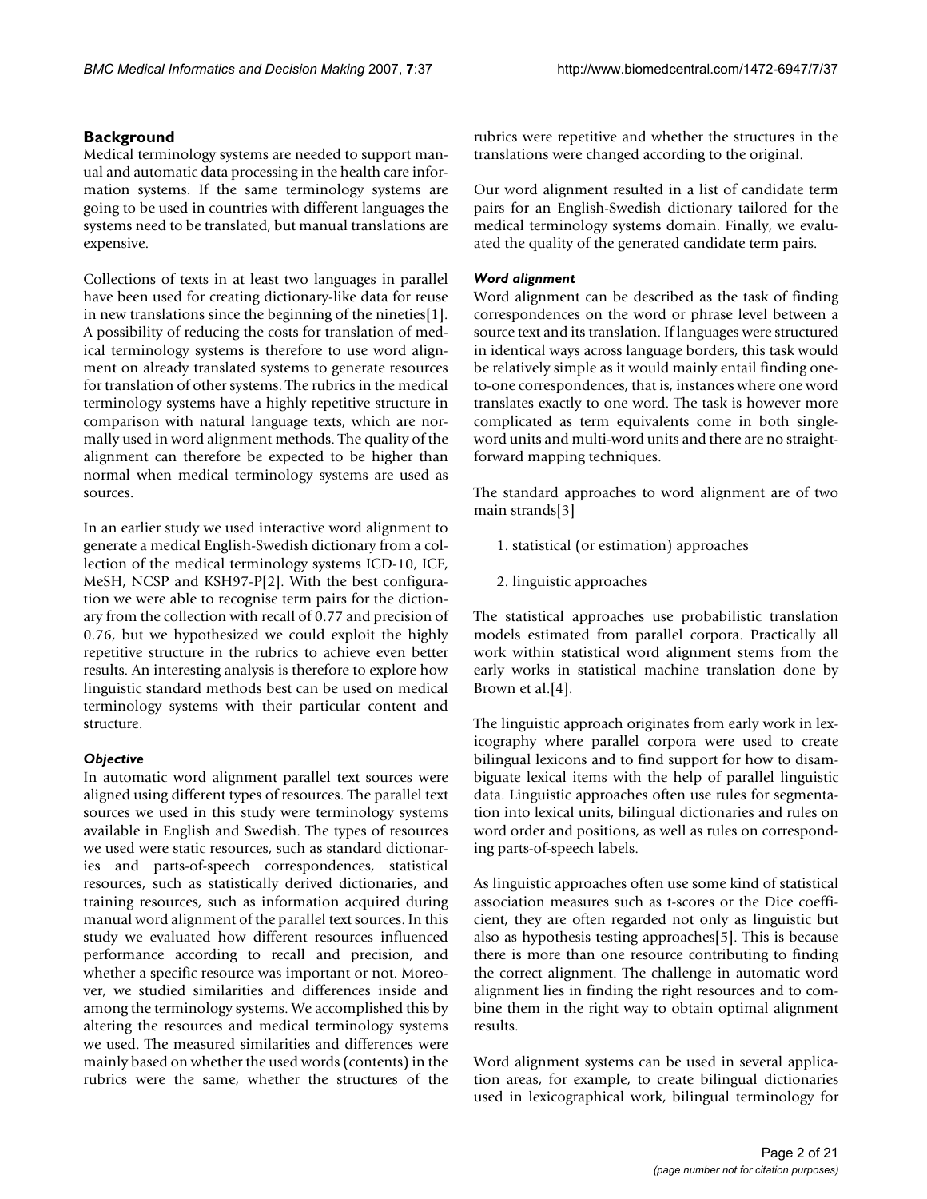## Background

Medical terminology systems are needed to support manual and automatic data processing in the health care information systems. If the same terminology systems are going to be used in countries with different languages the systems need to be translated, but manual translations are expensive.

Collections of texts in at least two languages in parallel have been used for creating dictionary-like data for reuse in new translations since the beginning of the nineties[1]. A possibility of reducing the costs for translation of medical terminology systems is therefore to use word alignment on already translated systems to generate resources for translation of other systems. The rubrics in the medical terminology systems have a highly repetitive structure in comparison with natural language texts, which are normally used in word alignment methods. The quality of the alignment can therefore be expected to be higher than normal when medical terminology systems are used as sources.

In an earlier study we used interactive word alignment to generate a medical English-Swedish dictionary from a collection of the medical terminology systems ICD-10, ICF, MeSH, NCSP and KSH97-P[2]. With the best configuration we were able to recognise term pairs for the dictionary from the collection with recall of 0.77 and precision of 0.76, but we hypothesized we could exploit the highly repetitive structure in the rubrics to achieve even better results. An interesting analysis is therefore to explore how linguistic standard methods best can be used on medical terminology systems with their particular content and structure.

### *Objective*

In automatic word alignment parallel text sources were aligned using different types of resources. The parallel text sources we used in this study were terminology systems available in English and Swedish. The types of resources we used were static resources, such as standard dictionaries and parts-of-speech correspondences, statistical resources, such as statistically derived dictionaries, and training resources, such as information acquired during manual word alignment of the parallel text sources. In this study we evaluated how different resources influenced performance according to recall and precision, and whether a specific resource was important or not. Moreover, we studied similarities and differences inside and among the terminology systems. We accomplished this by altering the resources and medical terminology systems we used. The measured similarities and differences were mainly based on whether the used words (contents) in the rubrics were the same, whether the structures of the rubrics were repetitive and whether the structures in the translations were changed according to the original.

Our word alignment resulted in a list of candidate term pairs for an English-Swedish dictionary tailored for the medical terminology systems domain. Finally, we evaluated the quality of the generated candidate term pairs.

### *Word alignment*

Word alignment can be described as the task of finding correspondences on the word or phrase level between a source text and its translation. If languages were structured in identical ways across language borders, this task would be relatively simple as it would mainly entail finding one-to-one correspondences, that is, instances where one word translates exactly to one word. The task is however more complicated as term equivalents come in both single-word units and multi-word units and there are no straightforward mapping techniques.

The standard approaches to word alignment are of two main strands[3]

1. statistical (or estimation) approaches
2. linguistic approaches

The statistical approaches use probabilistic translation models estimated from parallel corpora. Practically all work within statistical word alignment stems from the early works in statistical machine translation done by Brown et al.[4].

The linguistic approach originates from early work in lexicography where parallel corpora were used to create bilingual lexicons and to find support for how to disambiguate lexical items with the help of parallel linguistic data. Linguistic approaches often use rules for segmentation into lexical units, bilingual dictionaries and rules on word order and positions, as well as rules on corresponding parts-of-speech labels.

As linguistic approaches often use some kind of statistical association measures such as t-scores or the Dice coefficient, they are often regarded not only as linguistic but also as hypothesis testing approaches[5]. This is because there is more than one resource contributing to finding the correct alignment. The challenge in automatic word alignment lies in finding the right resources and to combine them in the right way to obtain optimal alignment results.

Word alignment systems can be used in several application areas, for example, to create bilingual dictionaries used in lexicographical work, bilingual terminology for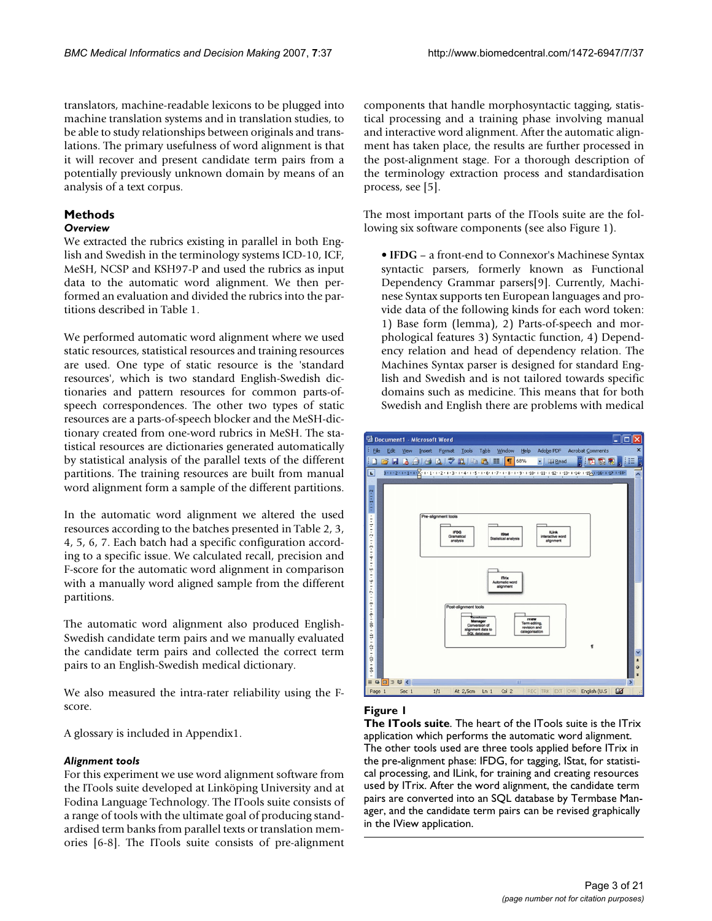translators, machine-readable lexicons to be plugged into machine translation systems and in translation studies, to be able to study relationships between originals and translations. The primary usefulness of word alignment is that it will recover and present candidate term pairs from a potentially previously unknown domain by means of an analysis of a text corpus.

## Methods

### Overview

We extracted the rubrics existing in parallel in both English and Swedish in the terminology systems ICD-10, ICF, MeSH, NCSP and KSH97-P and used the rubrics as input data to the automatic word alignment. We then performed an evaluation and divided the rubrics into the partitions described in Table 1.

We performed automatic word alignment where we used static resources, statistical resources and training resources are used. One type of static resource is the 'standard resources', which is two standard English-Swedish dictionaries and pattern resources for common parts-of-speech correspondences. The other two types of static resources are a parts-of-speech blocker and the MeSH-dictionary created from one-word rubrics in MeSH. The statistical resources are dictionaries generated automatically by statistical analysis of the parallel texts of the different partitions. The training resources are built from manual word alignment form a sample of the different partitions.

In the automatic word alignment we altered the used resources according to the batches presented in Table 2, 3, 4, 5, 6, 7. Each batch had a specific configuration according to a specific issue. We calculated recall, precision and F-score for the automatic word alignment in comparison with a manually word aligned sample from the different partitions.

The automatic word alignment also produced English-Swedish candidate term pairs and we manually evaluated the candidate term pairs and collected the correct term pairs to an English-Swedish medical dictionary.

We also measured the intra-rater reliability using the F-score.

A glossary is included in Appendix1.

### Alignment tools

For this experiment we use word alignment software from the ITools suite developed at Linköping University and at Fodina Language Technology. The ITools suite consists of a range of tools with the ultimate goal of producing standardised term banks from parallel texts or translation memories [6-8]. The ITools suite consists of pre-alignment components that handle morphosyntactic tagging, statistical processing and a training phase involving manual and interactive word alignment. After the automatic alignment has taken place, the results are further processed in the post-alignment stage. For a thorough description of the terminology extraction process and standardisation process, see [5].

The most important parts of the ITools suite are the following six software components (see also Figure 1).

- **IFDG** – a front-end to Connexor's Machinese Syntax syntactic parsers, formerly known as Functional Dependency Grammar parsers[9]. Currently, Machinese Syntax supports ten European languages and provide data of the following kinds for each word token: 1) Base form (lemma), 2) Parts-of-speech and morphological features 3) Syntactic function, 4) Dependency relation and head of dependency relation. The Machines Syntax parser is designed for standard English and Swedish and is not tailored towards specific domains such as medicine. This means that for both Swedish and English there are problems with medical

**Figure 1**
**The ITools suite**. The heart of the ITools suite is the ITrix application which performs the automatic word alignment. The other tools used are three tools applied before ITrix in the pre-alignment phase: IFDG, for tagging, IStat, for statistical processing, and ILink, for training and creating resources used by ITrix. After the word alignment, the candidate term pairs are converted into an SQL database by Termbase Manager, and the candidate term pairs can be revised graphically in the IView application.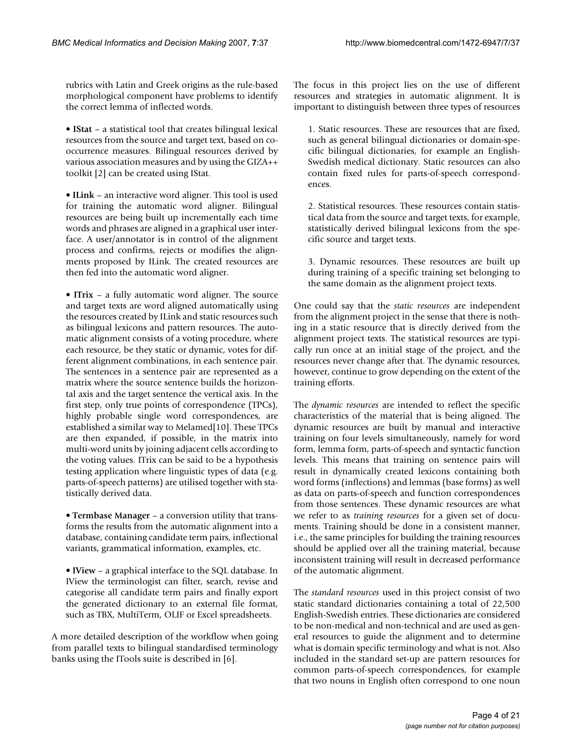rubrics with Latin and Greek origins as the rule-based morphological component have problems to identify the correct lemma of inflected words.

- **IStat** – a statistical tool that creates bilingual lexical resources from the source and target text, based on co-occurrence measures. Bilingual resources derived by various association measures and by using the GIZA++ toolkit [2] can be created using IStat.

- **ILink** – an interactive word aligner. This tool is used for training the automatic word aligner. Bilingual resources are being built up incrementally each time words and phrases are aligned in a graphical user interface. A user/annotator is in control of the alignment process and confirms, rejects or modifies the alignments proposed by ILink. The created resources are then fed into the automatic word aligner.

- **ITrix** – a fully automatic word aligner. The source and target texts are word aligned automatically using the resources created by ILink and static resources such as bilingual lexicons and pattern resources. The automatic alignment consists of a voting procedure, where each resource, be they static or dynamic, votes for different alignment combinations, in each sentence pair. The sentences in a sentence pair are represented as a matrix where the source sentence builds the horizontal axis and the target sentence the vertical axis. In the first step, only true points of correspondence (TPCs), highly probable single word correspondences, are established a similar way to Melamed[10]. These TPCs are then expanded, if possible, in the matrix into multi-word units by joining adjacent cells according to the voting values. ITrix can be said to be a hypothesis testing application where linguistic types of data (e.g. parts-of-speech patterns) are utilised together with statistically derived data.

- **Termbase Manager** – a conversion utility that transforms the results from the automatic alignment into a database, containing candidate term pairs, inflectional variants, grammatical information, examples, etc.

- **IView** – a graphical interface to the SQL database. In IView the terminologist can filter, search, revise and categorise all candidate term pairs and finally export the generated dictionary to an external file format, such as TBX, MultiTerm, OLIF or Excel spreadsheets.

A more detailed description of the workflow when going from parallel texts to bilingual standardised terminology banks using the ITools suite is described in [6].

The focus in this project lies on the use of different resources and strategies in automatic alignment. It is important to distinguish between three types of resources

1. Static resources. These are resources that are fixed, such as general bilingual dictionaries or domain-specific bilingual dictionaries, for example an English-Swedish medical dictionary. Static resources can also contain fixed rules for parts-of-speech correspondences.

2. Statistical resources. These resources contain statistical data from the source and target texts, for example, statistically derived bilingual lexicons from the specific source and target texts.

3. Dynamic resources. These resources are built up during training of a specific training set belonging to the same domain as the alignment project texts.

One could say that the *static resources* are independent from the alignment project in the sense that there is nothing in a static resource that is directly derived from the alignment project texts. The statistical resources are typically run once at an initial stage of the project, and the resources never change after that. The dynamic resources, however, continue to grow depending on the extent of the training efforts.

The *dynamic resources* are intended to reflect the specific characteristics of the material that is being aligned. The dynamic resources are built by manual and interactive training on four levels simultaneously, namely for word form, lemma form, parts-of-speech and syntactic function levels. This means that training on sentence pairs will result in dynamically created lexicons containing both word forms (inflections) and lemmas (base forms) as well as data on parts-of-speech and function correspondences from those sentences. These dynamic resources are what we refer to as *training resources* for a given set of documents. Training should be done in a consistent manner, i.e., the same principles for building the training resources should be applied over all the training material, because inconsistent training will result in decreased performance of the automatic alignment.

The *standard resources* used in this project consist of two static standard dictionaries containing a total of 22,500 English-Swedish entries. These dictionaries are considered to be non-medical and non-technical and are used as general resources to guide the alignment and to determine what is domain specific terminology and what is not. Also included in the standard set-up are pattern resources for common parts-of-speech correspondences, for example that two nouns in English often correspond to one noun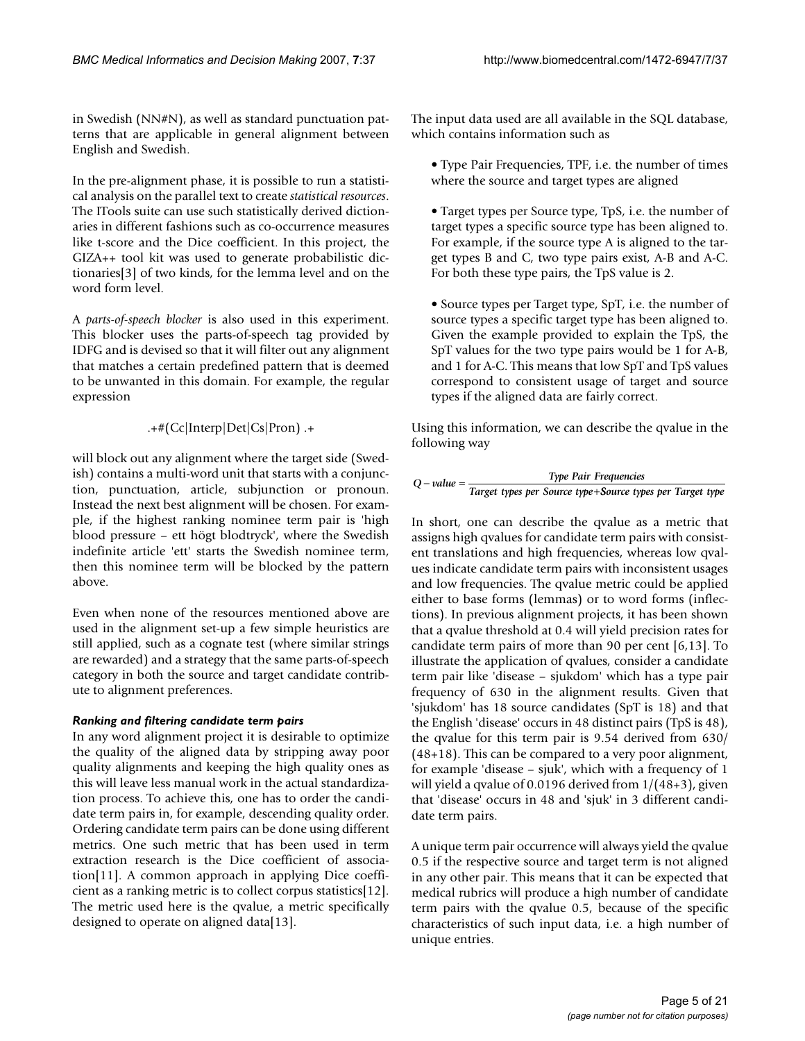in Swedish (NN#N), as well as standard punctuation patterns that are applicable in general alignment between English and Swedish.

In the pre-alignment phase, it is possible to run a statistical analysis on the parallel text to create *statistical resources*. The ITools suite can use such statistically derived dictionaries in different fashions such as co-occurrence measures like t-score and the Dice coefficient. In this project, the GIZA++ tool kit was used to generate probabilistic dictionaries[3] of two kinds, for the lemma level and on the word form level.

A *parts-of-speech blocker* is also used in this experiment. This blocker uses the parts-of-speech tag provided by IDFG and is devised so that it will filter out any alignment that matches a certain predefined pattern that is deemed to be unwanted in this domain. For example, the regular expression

.+#(Cc|Interp|Det|Cs|Pron) .+

will block out any alignment where the target side (Swedish) contains a multi-word unit that starts with a conjunction, punctuation, article, subjunction or pronoun. Instead the next best alignment will be chosen. For example, if the highest ranking nominee term pair is 'high blood pressure – ett högt blodtryck', where the Swedish indefinite article 'ett' starts the Swedish nominee term, then this nominee term will be blocked by the pattern above.

Even when none of the resources mentioned above are used in the alignment set-up a few simple heuristics are still applied, such as a cognate test (where similar strings are rewarded) and a strategy that the same parts-of-speech category in both the source and target candidate contribute to alignment preferences.

#### *Ranking and filtering candidate term pairs*

In any word alignment project it is desirable to optimize the quality of the aligned data by stripping away poor quality alignments and keeping the high quality ones as this will leave less manual work in the actual standardization process. To achieve this, one has to order the candidate term pairs in, for example, descending quality order. Ordering candidate term pairs can be done using different metrics. One such metric that has been used in term extraction research is the Dice coefficient of association[11]. A common approach in applying Dice coefficient as a ranking metric is to collect corpus statistics[12]. The metric used here is the qvalue, a metric specifically designed to operate on aligned data[13].

The input data used are all available in the SQL database, which contains information such as

- Type Pair Frequencies, TPF, i.e. the number of times where the source and target types are aligned

- Target types per Source type, TpS, i.e. the number of target types a specific source type has been aligned to. For example, if the source type A is aligned to the target types B and C, two type pairs exist, A-B and A-C. For both these type pairs, the TpS value is 2.

- Source types per Target type, SpT, i.e. the number of source types a specific target type has been aligned to. Given the example provided to explain the TpS, the SpT values for the two type pairs would be 1 for A-B, and 1 for A-C. This means that low SpT and TpS values correspond to consistent usage of target and source types if the aligned data are fairly correct.

Using this information, we can describe the qvalue in the following way

$$Q-value = \frac{\textit{Type Pair Frequencies}}{\textit{Target types per Source type} + \textit{Source types per Target type}}$$

In short, one can describe the qvalue as a metric that assigns high qvalues for candidate term pairs with consistent translations and high frequencies, whereas low qvalues indicate candidate term pairs with inconsistent usages and low frequencies. The qvalue metric could be applied either to base forms (lemmas) or to word forms (inflections). In previous alignment projects, it has been shown that a qvalue threshold at 0.4 will yield precision rates for candidate term pairs of more than 90 per cent [6,13]. To illustrate the application of qvalues, consider a candidate term pair like 'disease – sjukdom' which has a type pair frequency of 630 in the alignment results. Given that 'sjukdom' has 18 source candidates (SpT is 18) and that the English 'disease' occurs in 48 distinct pairs (TpS is 48), the qvalue for this term pair is 9.54 derived from 630/(48+18). This can be compared to a very poor alignment, for example 'disease – sjuk', which with a frequency of 1 will yield a qvalue of 0.0196 derived from 1/(48+3), given that 'disease' occurs in 48 and 'sjuk' in 3 different candidate term pairs.

A unique term pair occurrence will always yield the qvalue 0.5 if the respective source and target term is not aligned in any other pair. This means that it can be expected that medical rubrics will produce a high number of candidate term pairs with the qvalue 0.5, because of the specific characteristics of such input data, i.e. a high number of unique entries.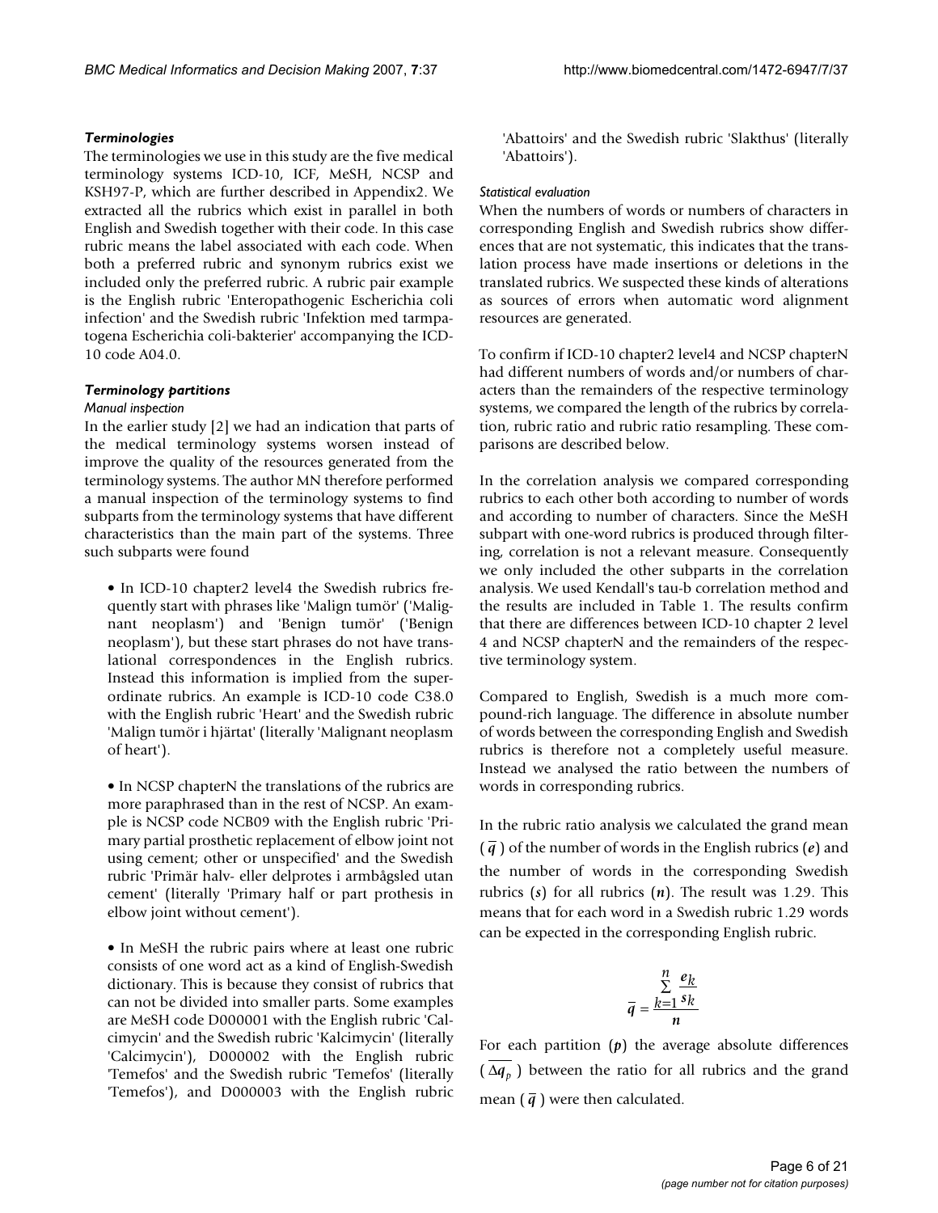### *Terminologies*

The terminologies we use in this study are the five medical terminology systems ICD-10, ICF, MeSH, NCSP and KSH97-P, which are further described in Appendix2. We extracted all the rubrics which exist in parallel in both English and Swedish together with their code. In this case rubric means the label associated with each code. When both a preferred rubric and synonym rubrics exist we included only the preferred rubric. A rubric pair example is the English rubric 'Enteropathogenic Escherichia coli infection' and the Swedish rubric 'Infektion med tarmpatogena Escherichia coli-bakterier' accompanying the ICD-10 code A04.0.

### *Terminology partitions*

#### *Manual inspection*

In the earlier study [2] we had an indication that parts of the medical terminology systems worsen instead of improve the quality of the resources generated from the terminology systems. The author MN therefore performed a manual inspection of the terminology systems to find subparts from the terminology systems that have different characteristics than the main part of the systems. Three such subparts were found

- In ICD-10 chapter2 level4 the Swedish rubrics frequently start with phrases like 'Malign tumör' ('Malignant neoplasm') and 'Benign tumör' ('Benign neoplasm'), but these start phrases do not have translational correspondences in the English rubrics. Instead this information is implied from the superordinate rubrics. An example is ICD-10 code C38.0 with the English rubric 'Heart' and the Swedish rubric 'Malign tumör i hjärtat' (literally 'Malignant neoplasm of heart').

- In NCSP chapterN the translations of the rubrics are more paraphrased than in the rest of NCSP. An example is NCSP code NCB09 with the English rubric 'Primary partial prosthetic replacement of elbow joint not using cement; other or unspecified' and the Swedish rubric 'Primär halv- eller delprotes i armbågsled utan cement' (literally 'Primary half or part prothesis in elbow joint without cement').

- In MeSH the rubric pairs where at least one rubric consists of one word act as a kind of English-Swedish dictionary. This is because they consist of rubrics that can not be divided into smaller parts. Some examples are MeSH code D000001 with the English rubric 'Calcimycin' and the Swedish rubric 'Kalcimycin' (literally 'Calcimycin'), D000002 with the English rubric 'Temefos' and the Swedish rubric 'Temefos' (literally 'Temefos'), and D000003 with the English rubric 'Abattoirs' and the Swedish rubric 'Slakthus' (literally 'Abattoirs').

#### *Statistical evaluation*

When the numbers of words or numbers of characters in corresponding English and Swedish rubrics show differences that are not systematic, this indicates that the translation process have made insertions or deletions in the translated rubrics. We suspected these kinds of alterations as sources of errors when automatic word alignment resources are generated.

To confirm if ICD-10 chapter2 level4 and NCSP chapterN had different numbers of words and/or numbers of characters than the remainders of the respective terminology systems, we compared the length of the rubrics by correlation, rubric ratio and rubric ratio resampling. These comparisons are described below.

In the correlation analysis we compared corresponding rubrics to each other both according to number of words and according to number of characters. Since the MeSH subpart with one-word rubrics is produced through filtering, correlation is not a relevant measure. Consequently we only included the other subparts in the correlation analysis. We used Kendall's tau-b correlation method and the results are included in Table 1. The results confirm that there are differences between ICD-10 chapter 2 level 4 and NCSP chapterN and the remainders of the respective terminology system.

Compared to English, Swedish is a much more compound-rich language. The difference in absolute number of words between the corresponding English and Swedish rubrics is therefore not a completely useful measure. Instead we analysed the ratio between the numbers of words in corresponding rubrics.

In the rubric ratio analysis we calculated the grand mean ($\bar{q}$) of the number of words in the English rubrics ($e$) and the number of words in the corresponding Swedish rubrics ($s$) for all rubrics ($n$). The result was 1.29. This means that for each word in a Swedish rubric 1.29 words can be expected in the corresponding English rubric.

$$\bar{q} = \frac{\sum_{k=1}^{n} \frac{e_k}{s_k}}{n}$$

For each partition ($p$) the average absolute differences ($\overline{\Delta q_p}$) between the ratio for all rubrics and the grand mean ($\bar{q}$) were then calculated.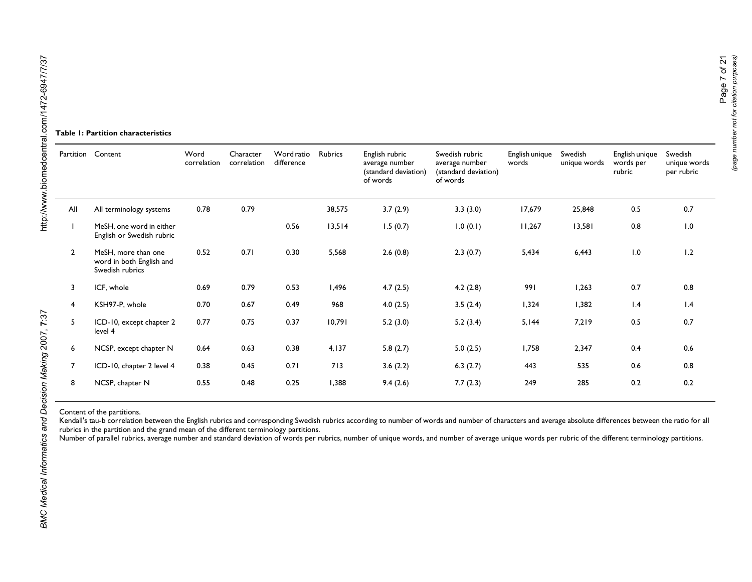**Table 1: Partition characteristics**

| Partition | Content | Word correlation | Character correlation | Word ratio difference | Rubrics | English rubric average number (standard deviation) of words | Swedish rubric average number (standard deviation) of words | English unique words | Swedish unique words | English unique words per rubric | Swedish unique words per rubric |
|---|---|---|---|---|---|---|---|---|---|---|---|
| All | All terminology systems | 0.78 | 0.79 | | 38,575 | 3.7 (2.9) | 3.3 (3.0) | 17,679 | 25,848 | 0.5 | 0.7 |
| 1 | MeSH, one word in either English or Swedish rubric | | | 0.56 | 13,514 | 1.5 (0.7) | 1.0 (0.1) | 11,267 | 13,581 | 0.8 | 1.0 |
| 2 | MeSH, more than one word in both English and Swedish rubrics | 0.52 | 0.71 | 0.30 | 5,568 | 2.6 (0.8) | 2.3 (0.7) | 5,434 | 6,443 | 1.0 | 1.2 |
| 3 | ICF, whole | 0.69 | 0.79 | 0.53 | 1,496 | 4.7 (2.5) | 4.2 (2.8) | 991 | 1,263 | 0.7 | 0.8 |
| 4 | KSH97-P, whole | 0.70 | 0.67 | 0.49 | 968 | 4.0 (2.5) | 3.5 (2.4) | 1,324 | 1,382 | 1.4 | 1.4 |
| 5 | ICD-10, except chapter 2 level 4 | 0.77 | 0.75 | 0.37 | 10,791 | 5.2 (3.0) | 5.2 (3.4) | 5,144 | 7,219 | 0.5 | 0.7 |
| 6 | NCSP, except chapter N | 0.64 | 0.63 | 0.38 | 4,137 | 5.8 (2.7) | 5.0 (2.5) | 1,758 | 2,347 | 0.4 | 0.6 |
| 7 | ICD-10, chapter 2 level 4 | 0.38 | 0.45 | 0.71 | 713 | 3.6 (2.2) | 6.3 (2.7) | 443 | 535 | 0.6 | 0.8 |
| 8 | NCSP, chapter N | 0.55 | 0.48 | 0.25 | 1,388 | 9.4 (2.6) | 7.7 (2.3) | 249 | 285 | 0.2 | 0.2 |

Content of the partitions.
Kendall's tau-b correlation between the English rubrics and corresponding Swedish rubrics according to number of words and number of characters and average absolute differences between the ratio for all rubrics in the partition and the grand mean of the different terminology partitions.
Number of parallel rubrics, average number and standard deviation of words per rubrics, number of unique words, and number of average unique words per rubric of the different terminology partitions.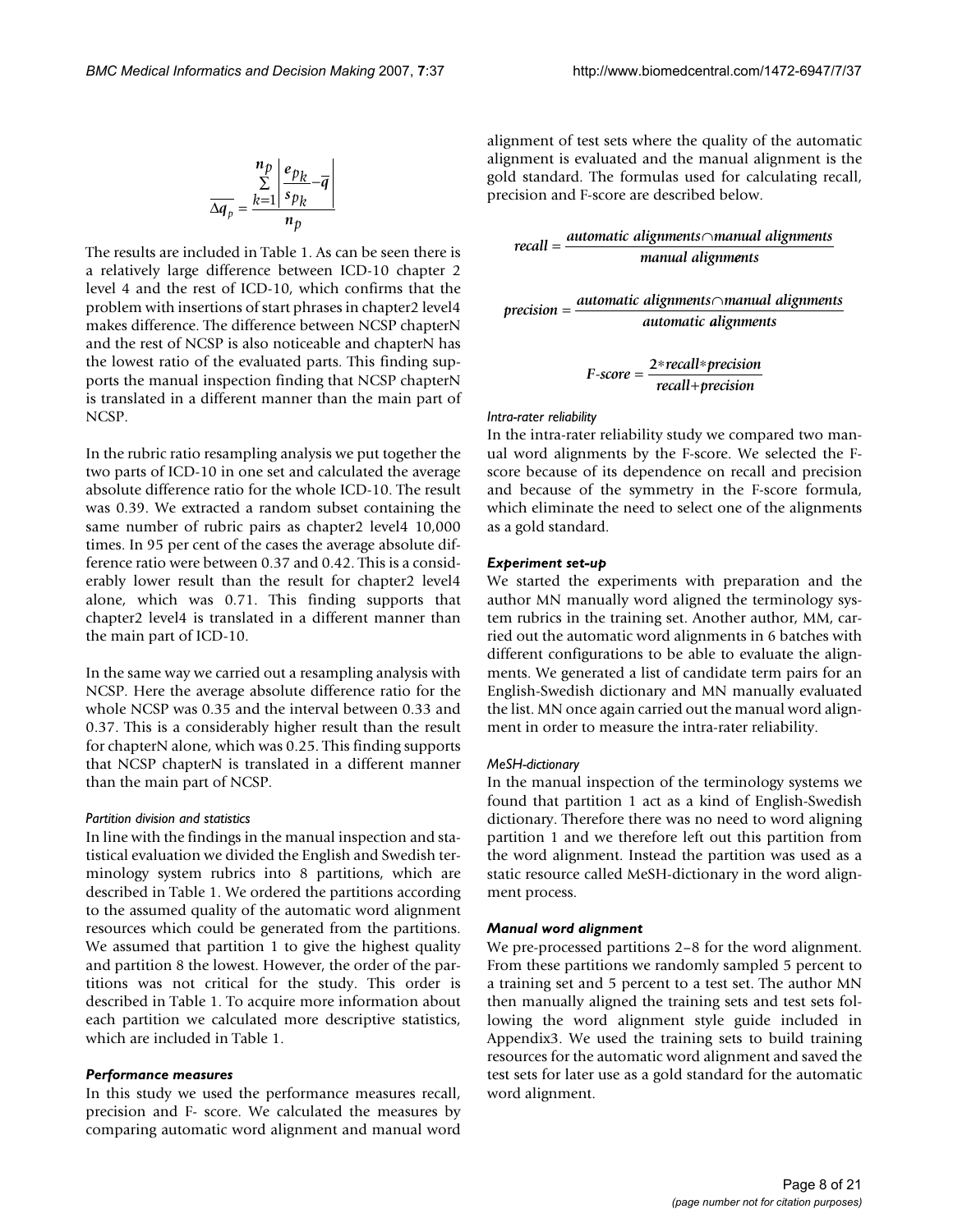$$\overline{\Delta q}_p = \frac{\sum_{k=1}^{n_p} \left| \frac{e_{p_k}}{s_{p_k}} - \overline{q} \right|}{n_p}$$

The results are included in Table 1. As can be seen there is a relatively large difference between ICD-10 chapter 2 level 4 and the rest of ICD-10, which confirms that the problem with insertions of start phrases in chapter2 level4 makes difference. The difference between NCSP chapterN and the rest of NCSP is also noticeable and chapterN has the lowest ratio of the evaluated parts. This finding supports the manual inspection finding that NCSP chapterN is translated in a different manner than the main part of NCSP.

In the rubric ratio resampling analysis we put together the two parts of ICD-10 in one set and calculated the average absolute difference ratio for the whole ICD-10. The result was 0.39. We extracted a random subset containing the same number of rubric pairs as chapter2 level4 10,000 times. In 95 per cent of the cases the average absolute difference ratio were between 0.37 and 0.42. This is a considerably lower result than the result for chapter2 level4 alone, which was 0.71. This finding supports that chapter2 level4 is translated in a different manner than the main part of ICD-10.

In the same way we carried out a resampling analysis with NCSP. Here the average absolute difference ratio for the whole NCSP was 0.35 and the interval between 0.33 and 0.37. This is a considerably higher result than the result for chapterN alone, which was 0.25. This finding supports that NCSP chapterN is translated in a different manner than the main part of NCSP.

#### *Partition division and statistics*

In line with the findings in the manual inspection and statistical evaluation we divided the English and Swedish terminology system rubrics into 8 partitions, which are described in Table 1. We ordered the partitions according to the assumed quality of the automatic word alignment resources which could be generated from the partitions. We assumed that partition 1 to give the highest quality and partition 8 the lowest. However, the order of the partitions was not critical for the study. This order is described in Table 1. To acquire more information about each partition we calculated more descriptive statistics, which are included in Table 1.

### *Performance measures*

In this study we used the performance measures recall, precision and F- score. We calculated the measures by comparing automatic word alignment and manual word alignment of test sets where the quality of the automatic alignment is evaluated and the manual alignment is the gold standard. The formulas used for calculating recall, precision and F-score are described below.

$$recall = \frac{automatic\ alignments \cap manual\ alignments}{manual\ alignments}$$

$$precision = \frac{automatic\ alignments \cap manual\ alignments}{automatic\ alignments}$$

$$F\text{-}score = \frac{2 * recall * precision}{recall + precision}$$

#### *Intra-rater reliability*

In the intra-rater reliability study we compared two manual word alignments by the F-score. We selected the F-score because of its dependence on recall and precision and because of the symmetry in the F-score formula, which eliminate the need to select one of the alignments as a gold standard.

### *Experiment set-up*

We started the experiments with preparation and the author MN manually word aligned the terminology system rubrics in the training set. Another author, MM, carried out the automatic word alignments in 6 batches with different configurations to be able to evaluate the alignments. We generated a list of candidate term pairs for an English-Swedish dictionary and MN manually evaluated the list. MN once again carried out the manual word alignment in order to measure the intra-rater reliability.

#### *MeSH-dictionary*

In the manual inspection of the terminology systems we found that partition 1 act as a kind of English-Swedish dictionary. Therefore there was no need to word aligning partition 1 and we therefore left out this partition from the word alignment. Instead the partition was used as a static resource called MeSH-dictionary in the word alignment process.

### *Manual word alignment*

We pre-processed partitions 2–8 for the word alignment. From these partitions we randomly sampled 5 percent to a training set and 5 percent to a test set. The author MN then manually aligned the training sets and test sets following the word alignment style guide included in Appendix3. We used the training sets to build training resources for the automatic word alignment and saved the test sets for later use as a gold standard for the automatic word alignment.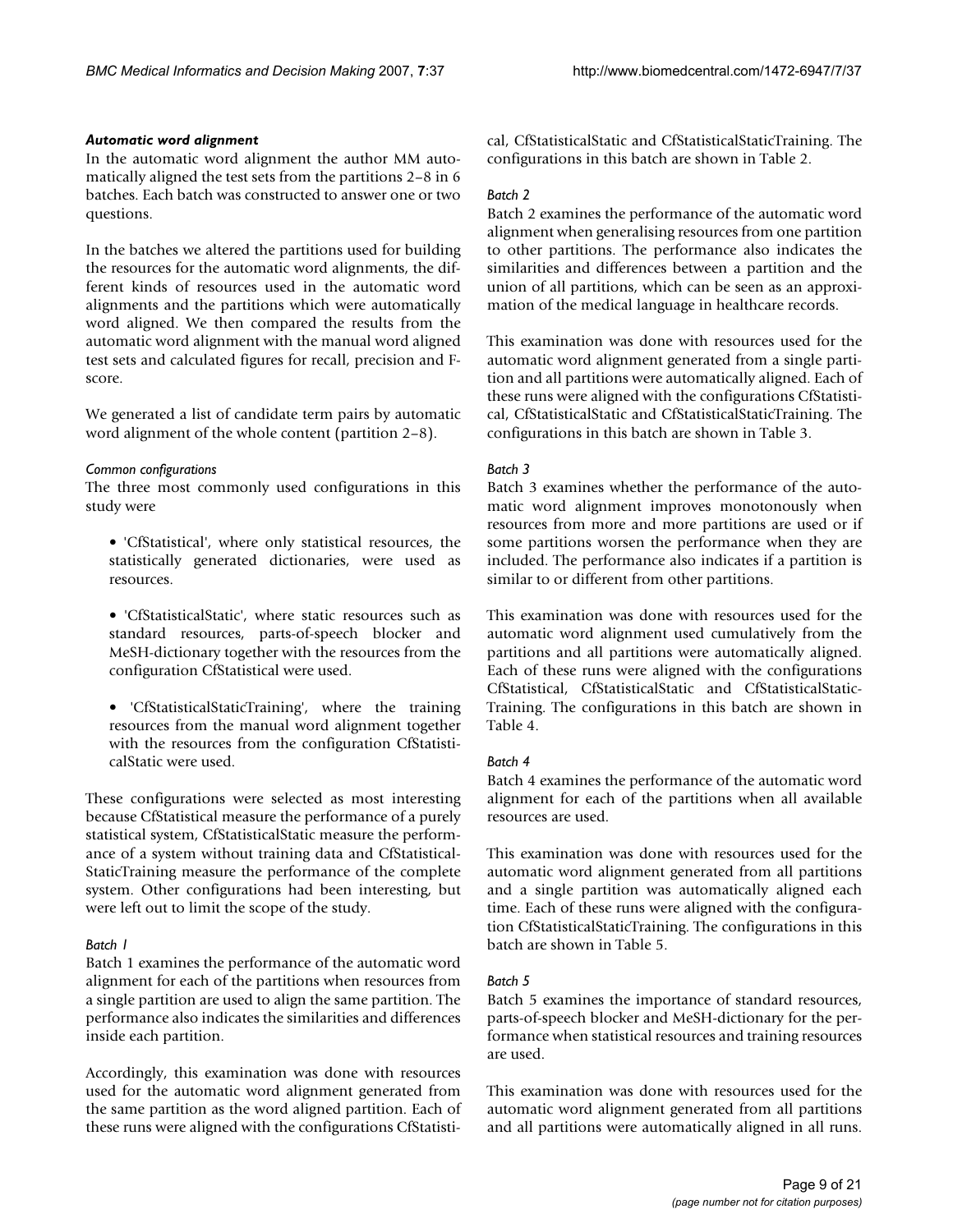### *Automatic word alignment*

In the automatic word alignment the author MM automatically aligned the test sets from the partitions 2–8 in 6 batches. Each batch was constructed to answer one or two questions.

In the batches we altered the partitions used for building the resources for the automatic word alignments, the different kinds of resources used in the automatic word alignments and the partitions which were automatically word aligned. We then compared the results from the automatic word alignment with the manual word aligned test sets and calculated figures for recall, precision and F-score.

We generated a list of candidate term pairs by automatic word alignment of the whole content (partition 2–8).

#### *Common configurations*

The three most commonly used configurations in this study were

- 'CfStatistical', where only statistical resources, the statistically generated dictionaries, were used as resources.
- 'CfStatisticalStatic', where static resources such as standard resources, parts-of-speech blocker and MeSH-dictionary together with the resources from the configuration CfStatistical were used.
- 'CfStatisticalStaticTraining', where the training resources from the manual word alignment together with the resources from the configuration CfStatisticalStatic were used.

These configurations were selected as most interesting because CfStatistical measure the performance of a purely statistical system, CfStatisticalStatic measure the performance of a system without training data and CfStatisticalStaticTraining measure the performance of the complete system. Other configurations had been interesting, but were left out to limit the scope of the study.

#### *Batch 1*

Batch 1 examines the performance of the automatic word alignment for each of the partitions when resources from a single partition are used to align the same partition. The performance also indicates the similarities and differences inside each partition.

Accordingly, this examination was done with resources used for the automatic word alignment generated from the same partition as the word aligned partition. Each of these runs were aligned with the configurations CfStatistical, CfStatisticalStatic and CfStatisticalStaticTraining. The configurations in this batch are shown in Table 2.

#### *Batch 2*

Batch 2 examines the performance of the automatic word alignment when generalising resources from one partition to other partitions. The performance also indicates the similarities and differences between a partition and the union of all partitions, which can be seen as an approximation of the medical language in healthcare records.

This examination was done with resources used for the automatic word alignment generated from a single partition and all partitions were automatically aligned. Each of these runs were aligned with the configurations CfStatistical, CfStatisticalStatic and CfStatisticalStaticTraining. The configurations in this batch are shown in Table 3.

#### *Batch 3*

Batch 3 examines whether the performance of the automatic word alignment improves monotonously when resources from more and more partitions are used or if some partitions worsen the performance when they are included. The performance also indicates if a partition is similar to or different from other partitions.

This examination was done with resources used for the automatic word alignment used cumulatively from the partitions and all partitions were automatically aligned. Each of these runs were aligned with the configurations CfStatistical, CfStatisticalStatic and CfStatisticalStaticTraining. The configurations in this batch are shown in Table 4.

#### *Batch 4*

Batch 4 examines the performance of the automatic word alignment for each of the partitions when all available resources are used.

This examination was done with resources used for the automatic word alignment generated from all partitions and a single partition was automatically aligned each time. Each of these runs were aligned with the configuration CfStatisticalStaticTraining. The configurations in this batch are shown in Table 5.

#### *Batch 5*

Batch 5 examines the importance of standard resources, parts-of-speech blocker and MeSH-dictionary for the performance when statistical resources and training resources are used.

This examination was done with resources used for the automatic word alignment generated from all partitions and all partitions were automatically aligned in all runs.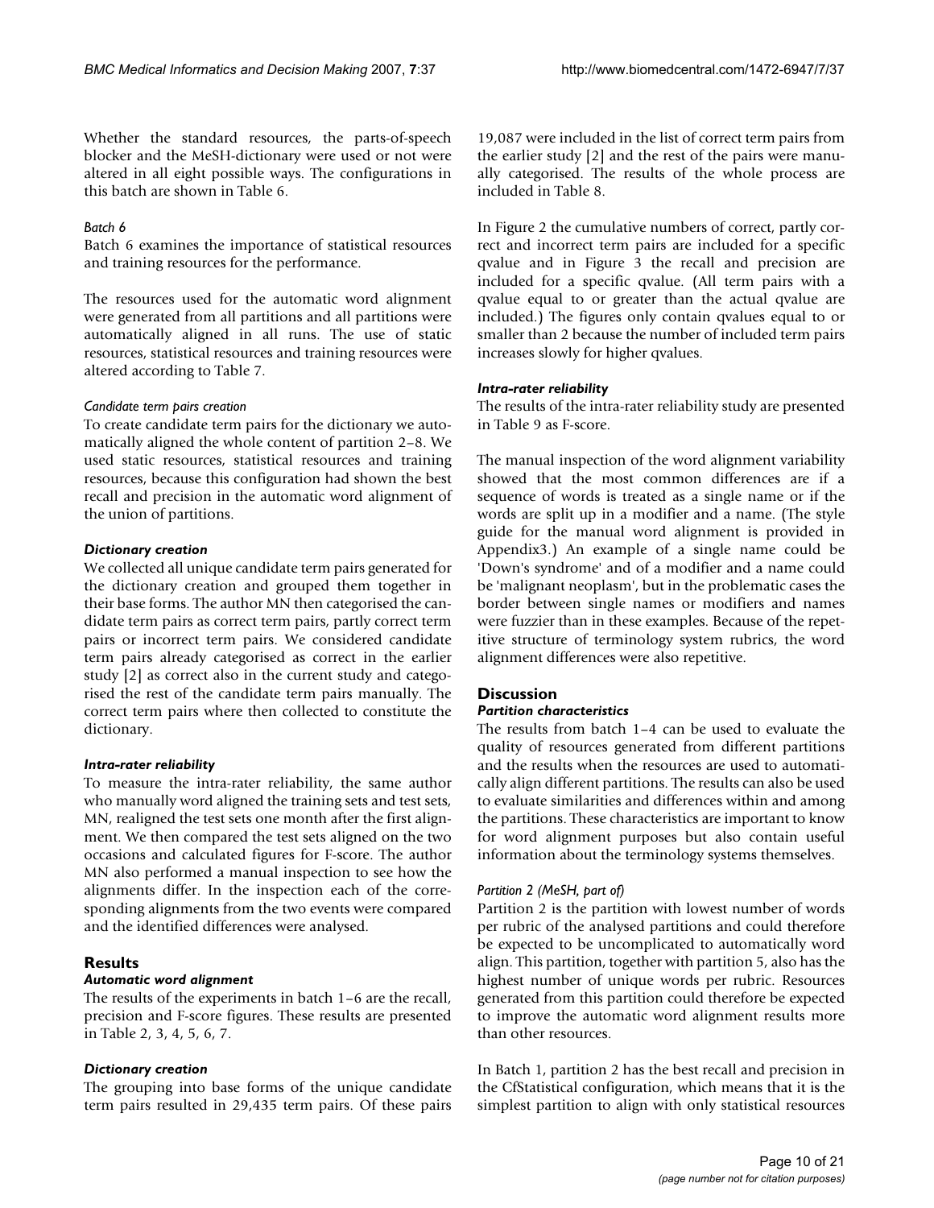Whether the standard resources, the parts-of-speech blocker and the MeSH-dictionary were used or not were altered in all eight possible ways. The configurations in this batch are shown in Table 6.

#### *Batch 6*

Batch 6 examines the importance of statistical resources and training resources for the performance.

The resources used for the automatic word alignment were generated from all partitions and all partitions were automatically aligned in all runs. The use of static resources, statistical resources and training resources were altered according to Table 7.

#### *Candidate term pairs creation*

To create candidate term pairs for the dictionary we automatically aligned the whole content of partition 2–8. We used static resources, statistical resources and training resources, because this configuration had shown the best recall and precision in the automatic word alignment of the union of partitions.

### *Dictionary creation*

We collected all unique candidate term pairs generated for the dictionary creation and grouped them together in their base forms. The author MN then categorised the candidate term pairs as correct term pairs, partly correct term pairs or incorrect term pairs. We considered candidate term pairs already categorised as correct in the earlier study [2] as correct also in the current study and categorised the rest of the candidate term pairs manually. The correct term pairs where then collected to constitute the dictionary.

### *Intra-rater reliability*

To measure the intra-rater reliability, the same author who manually word aligned the training sets and test sets, MN, realigned the test sets one month after the first alignment. We then compared the test sets aligned on the two occasions and calculated figures for F-score. The author MN also performed a manual inspection to see how the alignments differ. In the inspection each of the corresponding alignments from the two events were compared and the identified differences were analysed.

## Results

### *Automatic word alignment*

The results of the experiments in batch 1–6 are the recall, precision and F-score figures. These results are presented in Table 2, 3, 4, 5, 6, 7.

### *Dictionary creation*

The grouping into base forms of the unique candidate term pairs resulted in 29,435 term pairs. Of these pairs 19,087 were included in the list of correct term pairs from the earlier study [2] and the rest of the pairs were manually categorised. The results of the whole process are included in Table 8.

In Figure 2 the cumulative numbers of correct, partly correct and incorrect term pairs are included for a specific qvalue and in Figure 3 the recall and precision are included for a specific qvalue. (All term pairs with a qvalue equal to or greater than the actual qvalue are included.) The figures only contain qvalues equal to or smaller than 2 because the number of included term pairs increases slowly for higher qvalues.

### *Intra-rater reliability*

The results of the intra-rater reliability study are presented in Table 9 as F-score.

The manual inspection of the word alignment variability showed that the most common differences are if a sequence of words is treated as a single name or if the words are split up in a modifier and a name. (The style guide for the manual word alignment is provided in Appendix3.) An example of a single name could be 'Down's syndrome' and of a modifier and a name could be 'malignant neoplasm', but in the problematic cases the border between single names or modifiers and names were fuzzier than in these examples. Because of the repetitive structure of terminology system rubrics, the word alignment differences were also repetitive.

## Discussion

### *Partition characteristics*

The results from batch 1–4 can be used to evaluate the quality of resources generated from different partitions and the results when the resources are used to automatically align different partitions. The results can also be used to evaluate similarities and differences within and among the partitions. These characteristics are important to know for word alignment purposes but also contain useful information about the terminology systems themselves.

#### *Partition 2 (MeSH, part of)*

Partition 2 is the partition with lowest number of words per rubric of the analysed partitions and could therefore be expected to be uncomplicated to automatically word align. This partition, together with partition 5, also has the highest number of unique words per rubric. Resources generated from this partition could therefore be expected to improve the automatic word alignment results more than other resources.

In Batch 1, partition 2 has the best recall and precision in the CfStatistical configuration, which means that it is the simplest partition to align with only statistical resources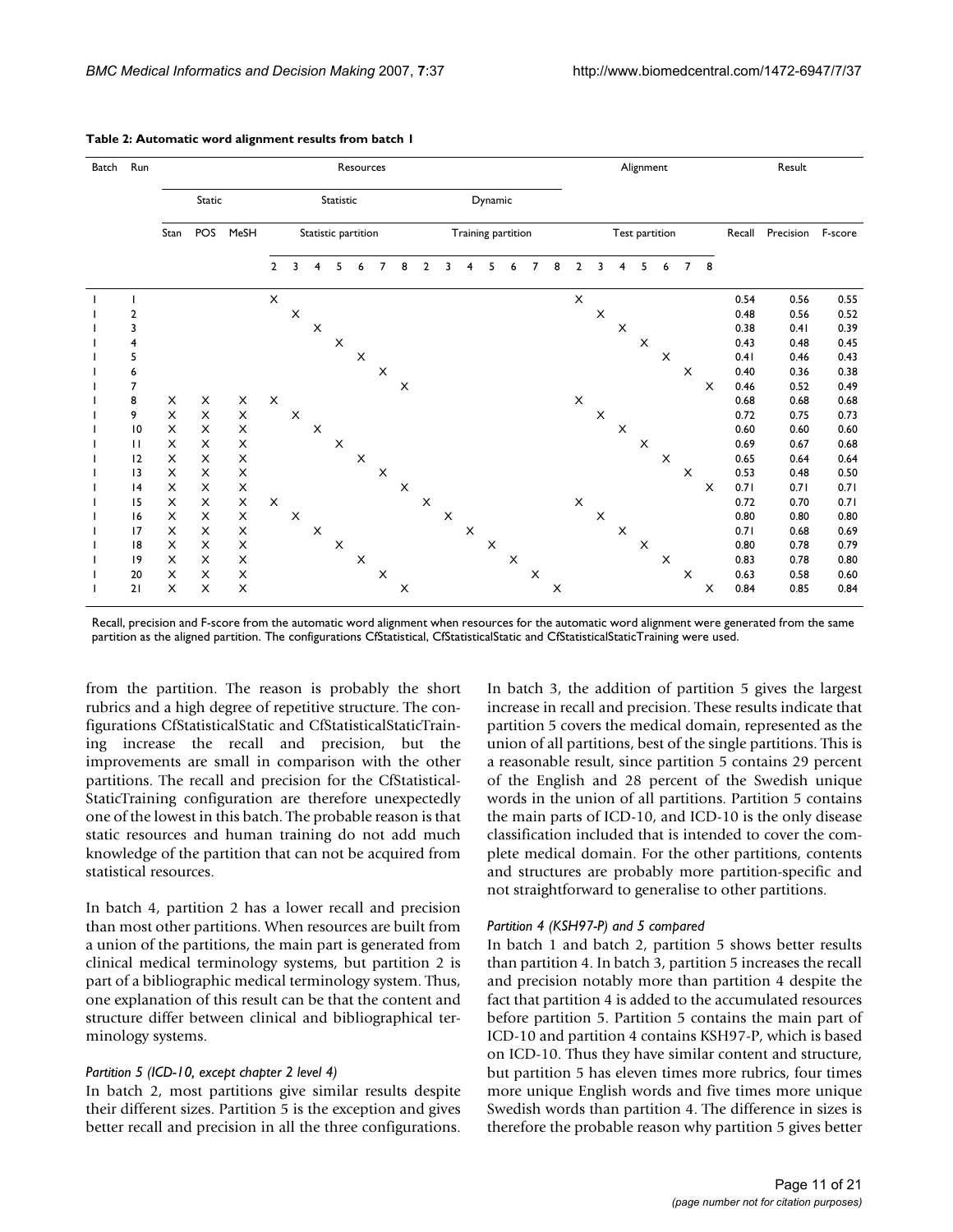**Table 2: Automatic word alignment results from batch 1**

| Batch | Run | Resources | | | | | | | | | | | | | | | | | | | Alignment | | | | | | | Result | | |
|---|---|---|---|---|---|---|---|---|---|---|---|---|---|---|---|---|---|---|---|---|---|---|---|---|---|---|---|---|---|---|
| | | Static | | | Statistic | | | | | | | Dynamic | | | | | | | | | | | | | | | | | | |
| | | Stan | POS | MeSH | Statistic partition | | | | | | | Training partition | | | | | | | | | Test partition | | | | | | | Recall | Precision | F-score |
| | | | | | 2 | 3 | 4 | 5 | 6 | 7 | 8 | 2 | 3 | 4 | 5 | 6 | 7 | 8 | | | 2 | 3 | 4 | 5 | 6 | 7 | 8 | | | |
| 1 | 1 | | | | × | | | | | | | | | | | | | | | | × | | | | | | | 0.54 | 0.56 | 0.55 |
| 1 | 2 | | | | | × | | | | | | | | | | | | | | | | × | | | | | | 0.48 | 0.56 | 0.52 |
| 1 | 3 | | | | | | × | | | | | | | | | | | | | | | | × | | | | | 0.38 | 0.41 | 0.39 |
| 1 | 4 | | | | | | | × | | | | | | | | | | | | | | | | × | | | | 0.43 | 0.48 | 0.45 |
| 1 | 5 | | | | | | | | × | | | | | | | | | | | | | | | | × | | | 0.41 | 0.46 | 0.43 |
| 1 | 6 | | | | | | | | | × | | | | | | | | | | | | | | | | × | | 0.40 | 0.36 | 0.38 |
| 1 | 7 | | | | | | | | | | × | | | | | | | | | | | | | | | | × | 0.46 | 0.52 | 0.49 |
| 1 | 8 | × | × | × | × | | | | | | | | | | | | | | | | × | | | | | | | 0.68 | 0.68 | 0.68 |
| 1 | 9 | × | × | × | | × | | | | | | | | | | | | | | | | × | | | | | | 0.72 | 0.75 | 0.73 |
| 1 | 10 | × | × | × | | | × | | | | | | | | | | | | | | | | × | | | | | 0.60 | 0.60 | 0.60 |
| 1 | 11 | × | × | × | | | | × | | | | | | | | | | | | | | | | × | | | | 0.69 | 0.67 | 0.68 |
| 1 | 12 | × | × | × | | | | | × | | | | | | | | | | | | | | | | × | | | 0.65 | 0.64 | 0.64 |
| 1 | 13 | × | × | × | | | | | | × | | | | | | | | | | | | | | | | × | | 0.53 | 0.48 | 0.50 |
| 1 | 14 | × | × | × | | | | | | | × | | | | | | | | | | | | | | | | × | 0.71 | 0.71 | 0.71 |
| 1 | 15 | × | × | × | × | | | | | | | × | | | | | | | | | × | | | | | | | 0.72 | 0.70 | 0.71 |
| 1 | 16 | × | × | × | | × | | | | | | | × | | | | | | | | | × | | | | | | 0.80 | 0.80 | 0.80 |
| 1 | 17 | × | × | × | | | × | | | | | | | × | | | | | | | | | × | | | | | 0.71 | 0.68 | 0.69 |
| 1 | 18 | × | × | × | | | | × | | | | | | | × | | | | | | | | | × | | | | 0.80 | 0.78 | 0.79 |
| 1 | 19 | × | × | × | | | | | × | | | | | | | × | | | | | | | | | × | | | 0.83 | 0.78 | 0.80 |
| 1 | 20 | × | × | × | | | | | | × | | | | | | | × | | | | | | | | | × | | 0.63 | 0.58 | 0.60 |
| 1 | 21 | × | × | × | | | | | | | × | | | | | | | × | | | | | | | | | × | 0.84 | 0.85 | 0.84 |

Recall, precision and F-score from the automatic word alignment when resources for the automatic word alignment were generated from the same partition as the aligned partition. The configurations CfStatistical, CfStatisticalStatic and CfStatisticalStaticTraining were used.

from the partition. The reason is probably the short rubrics and a high degree of repetitive structure. The configurations CfStatisticalStatic and CfStatisticalStaticTraining increase the recall and precision, but the improvements are small in comparison with the other partitions. The recall and precision for the CfStatisticalStaticTraining configuration are therefore unexpectedly one of the lowest in this batch. The probable reason is that static resources and human training do not add much knowledge of the partition that can not be acquired from statistical resources.

In batch 4, partition 2 has a lower recall and precision than most other partitions. When resources are built from a union of the partitions, the main part is generated from clinical medical terminology systems, but partition 2 is part of a bibliographic medical terminology system. Thus, one explanation of this result can be that the content and structure differ between clinical and bibliographical terminology systems.

*Partition 5 (ICD-10, except chapter 2 level 4)*

In batch 2, most partitions give similar results despite their different sizes. Partition 5 is the exception and gives better recall and precision in all the three configurations. In batch 3, the addition of partition 5 gives the largest increase in recall and precision. These results indicate that partition 5 covers the medical domain, represented as the union of all partitions, best of the single partitions. This is a reasonable result, since partition 5 contains 29 percent of the English and 28 percent of the Swedish unique words in the union of all partitions. Partition 5 contains the main parts of ICD-10, and ICD-10 is the only disease classification included that is intended to cover the complete medical domain. For the other partitions, contents and structures are probably more partition-specific and not straightforward to generalise to other partitions.

*Partition 4 (KSH97-P) and 5 compared*

In batch 1 and batch 2, partition 5 shows better results than partition 4. In batch 3, partition 5 increases the recall and precision notably more than partition 4 despite the fact that partition 4 is added to the accumulated resources before partition 5. Partition 5 contains the main part of ICD-10 and partition 4 contains KSH97-P, which is based on ICD-10. Thus they have similar content and structure, but partition 5 has eleven times more rubrics, four times more unique English words and five times more unique Swedish words than partition 4. The difference in sizes is therefore the probable reason why partition 5 gives better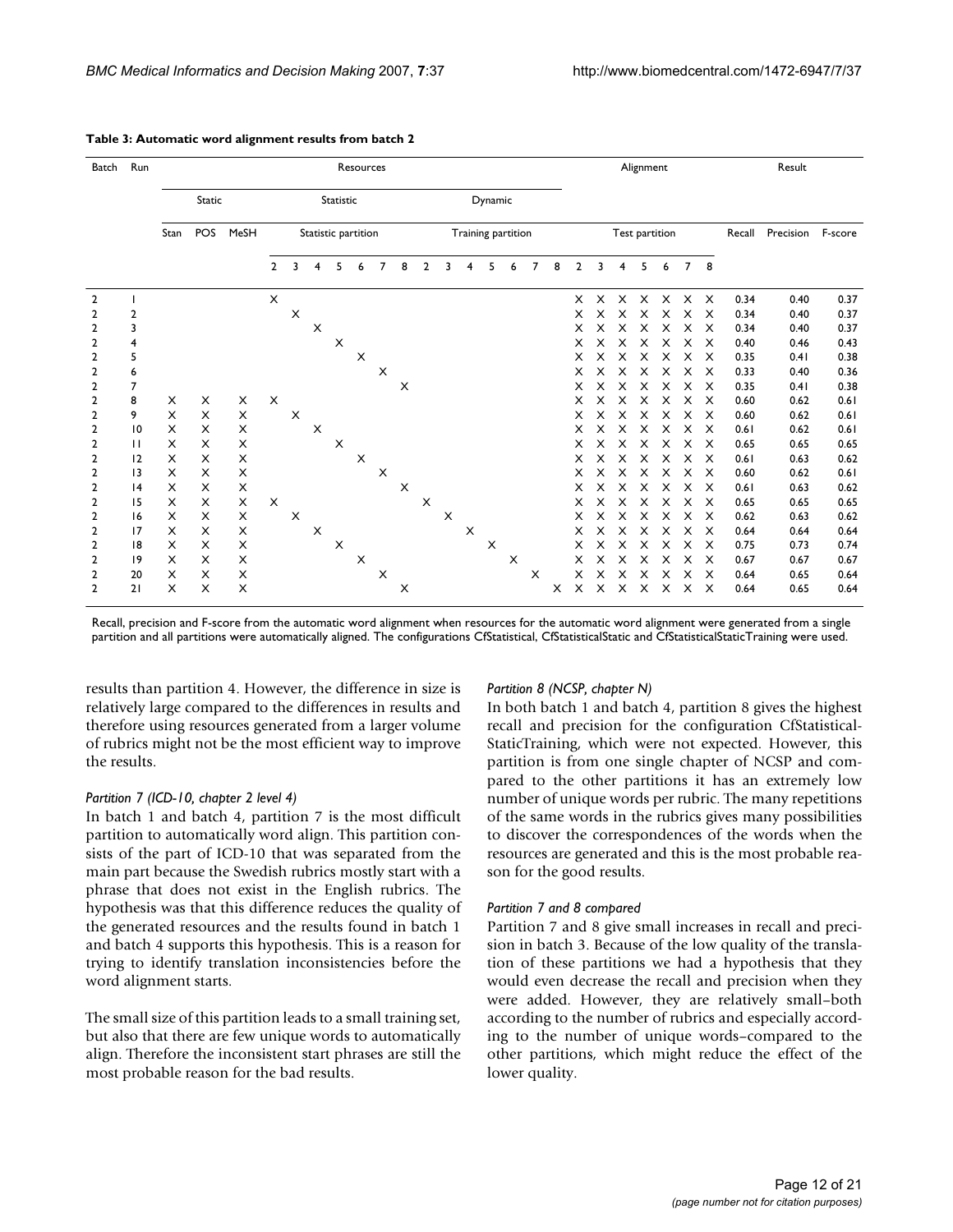**Table 3: Automatic word alignment results from batch 2**

| Batch | Run | Resources | | | | | | | | | | | | | | | | | | Alignment | | | | | | | Result | | |
|---|---|---|---|---|---|---|---|---|---|---|---|---|---|---|---|---|---|---|---|---|---|---|---|---|---|---|---|---|---|
| | | Static | | | Statistic | | | | | | | Dynamic | | | | | | | | | | | | | | | | | |
| | | Stan | POS | MeSH | Statistic partition | | | | | | | Training partition | | | | | | | Test partition | | | | | | | Recall | Precision | F-score |
| | | | | | 2 | 3 | 4 | 5 | 6 | 7 | 8 | 2 | 3 | 4 | 5 | 6 | 7 | 8 | 2 | 3 | 4 | 5 | 6 | 7 | 8 | | | |
| 2 | 1 | | | | × | | | | | | | | | | | | | | × | × | × | × | × | × | × | 0.34 | 0.40 | 0.37 |
| 2 | 2 | | | | | × | | | | | | | | | | | | | × | × | × | × | × | × | × | 0.34 | 0.40 | 0.37 |
| 2 | 3 | | | | | | × | | | | | | | | | | | | × | × | × | × | × | × | × | 0.34 | 0.40 | 0.37 |
| 2 | 4 | | | | | | | × | | | | | | | | | | | × | × | × | × | × | × | × | 0.40 | 0.46 | 0.43 |
| 2 | 5 | | | | | | | | × | | | | | | | | | | × | × | × | × | × | × | × | 0.35 | 0.41 | 0.38 |
| 2 | 6 | | | | | | | | | × | | | | | | | | | × | × | × | × | × | × | × | 0.33 | 0.40 | 0.36 |
| 2 | 7 | | | | | | | | | | × | | | | | | | | × | × | × | × | × | × | × | 0.35 | 0.41 | 0.38 |
| 2 | 8 | × | × | × | × | | | | | | | | | | | | | | × | × | × | × | × | × | × | 0.60 | 0.62 | 0.61 |
| 2 | 9 | × | × | × | | × | | | | | | | | | | | | | × | × | × | × | × | × | × | 0.60 | 0.62 | 0.61 |
| 2 | 10 | × | × | × | | | × | | | | | | | | | | | | × | × | × | × | × | × | × | 0.61 | 0.62 | 0.61 |
| 2 | 11 | × | × | × | | | | × | | | | | | | | | | | × | × | × | × | × | × | × | 0.65 | 0.65 | 0.65 |
| 2 | 12 | × | × | × | | | | | × | | | | | | | | | | × | × | × | × | × | × | × | 0.61 | 0.63 | 0.62 |
| 2 | 13 | × | × | × | | | | | | × | | | | | | | | | × | × | × | × | × | × | × | 0.60 | 0.62 | 0.61 |
| 2 | 14 | × | × | × | | | | | | | × | | | | | | | | × | × | × | × | × | × | × | 0.61 | 0.63 | 0.62 |
| 2 | 15 | × | × | × | × | | | | | | | × | | | | | | | × | × | × | × | × | × | × | 0.65 | 0.65 | 0.65 |
| 2 | 16 | × | × | × | | × | | | | | | | × | | | | | | × | × | × | × | × | × | × | 0.62 | 0.63 | 0.62 |
| 2 | 17 | × | × | × | | | × | | | | | | | × | | | | | × | × | × | × | × | × | × | 0.64 | 0.64 | 0.64 |
| 2 | 18 | × | × | × | | | | × | | | | | | | × | | | | × | × | × | × | × | × | × | 0.75 | 0.73 | 0.74 |
| 2 | 19 | × | × | × | | | | | × | | | | | | | × | | | × | × | × | × | × | × | × | 0.67 | 0.67 | 0.67 |
| 2 | 20 | × | × | × | | | | | | × | | | | | | | × | | × | × | × | × | × | × | × | 0.64 | 0.65 | 0.64 |
| 2 | 21 | × | × | × | | | | | | | × | | | | | | | × | × | × | × | × | × | × | × | 0.64 | 0.65 | 0.64 |

Recall, precision and F-score from the automatic word alignment when resources for the automatic word alignment were generated from a single partition and all partitions were automatically aligned. The configurations CfStatistical, CfStatisticalStatic and CfStatisticalStaticTraining were used.

results than partition 4. However, the difference in size is relatively large compared to the differences in results and therefore using resources generated from a larger volume of rubrics might not be the most efficient way to improve the results.

*Partition 7 (ICD-10, chapter 2 level 4)*

In batch 1 and batch 4, partition 7 is the most difficult partition to automatically word align. This partition consists of the part of ICD-10 that was separated from the main part because the Swedish rubrics mostly start with a phrase that does not exist in the English rubrics. The hypothesis was that this difference reduces the quality of the generated resources and the results found in batch 1 and batch 4 supports this hypothesis. This is a reason for trying to identify translation inconsistencies before the word alignment starts.

The small size of this partition leads to a small training set, but also that there are few unique words to automatically align. Therefore the inconsistent start phrases are still the most probable reason for the bad results.

*Partition 8 (NCSP, chapter N)*

In both batch 1 and batch 4, partition 8 gives the highest recall and precision for the configuration CfStatisticalStaticTraining, which were not expected. However, this partition is from one single chapter of NCSP and compared to the other partitions it has an extremely low number of unique words per rubric. The many repetitions of the same words in the rubrics gives many possibilities to discover the correspondences of the words when the resources are generated and this is the most probable reason for the good results.

*Partition 7 and 8 compared*

Partition 7 and 8 give small increases in recall and precision in batch 3. Because of the low quality of the translation of these partitions we had a hypothesis that they would even decrease the recall and precision when they were added. However, they are relatively small–both according to the number of rubrics and especially according to the number of unique words–compared to the other partitions, which might reduce the effect of the lower quality.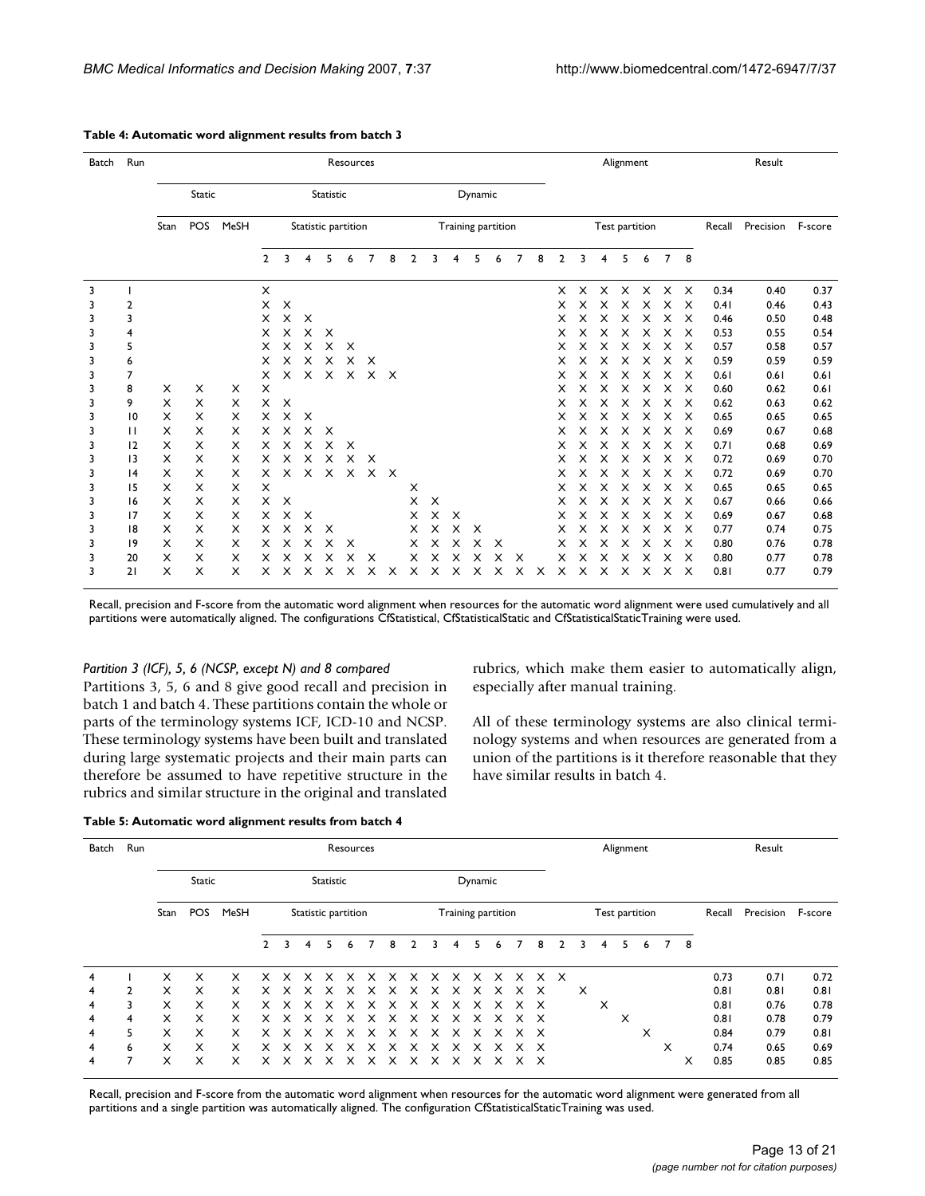**Table 4: Automatic word alignment results from batch 3**

| Batch | Run | Resources | | | | | | | | | | | | | | | | | | Alignment | | | | | | | Result | | |
|---|---|---|---|---|---|---|---|---|---|---|---|---|---|---|---|---|---|---|---|---|---|---|---|---|---|---|---|---|---|
| | | Static | | | Statistic | | | | | | | Dynamic | | | | | | | | | | | | | | | | | |
| | | Stan | POS | MeSH | Statistic partition | | | | | | | Training partition | | | | | | | Test partition | | | | | | | | Recall | Precision | F-score |
| | | | | | 2 | 3 | 4 | 5 | 6 | 7 | 8 | 2 | 3 | 4 | 5 | 6 | 7 | 8 | 2 | 3 | 4 | 5 | 6 | 7 | 8 | | | |
| 3 | 1 | | | | × | | | | | | | | | | | | | | × | × | × | × | × | × | × | 0.34 | 0.40 | 0.37 |
| 3 | 2 | | | | × | × | | | | | | | | | | | | | × | × | × | × | × | × | × | 0.41 | 0.46 | 0.43 |
| 3 | 3 | | | | × | × | × | | | | | | | | | | | | × | × | × | × | × | × | × | 0.46 | 0.50 | 0.48 |
| 3 | 4 | | | | × | × | × | × | | | | | | | | | | | × | × | × | × | × | × | × | 0.53 | 0.55 | 0.54 |
| 3 | 5 | | | | × | × | × | × | × | | | | | | | | | | × | × | × | × | × | × | × | 0.57 | 0.58 | 0.57 |
| 3 | 6 | | | | × | × | × | × | × | × | | | | | | | | | × | × | × | × | × | × | × | 0.59 | 0.59 | 0.59 |
| 3 | 7 | | | | × | × | × | × | × | × | × | | | | | | | | × | × | × | × | × | × | × | 0.61 | 0.61 | 0.61 |
| 3 | 8 | × | × | × | × | | | | | | | | | | | | | | × | × | × | × | × | × | × | 0.60 | 0.62 | 0.61 |
| 3 | 9 | × | × | × | × | × | | | | | | | | | | | | | × | × | × | × | × | × | × | 0.62 | 0.63 | 0.62 |
| 3 | 10 | × | × | × | × | × | × | | | | | | | | | | | | × | × | × | × | × | × | × | 0.65 | 0.65 | 0.65 |
| 3 | 11 | × | × | × | × | × | × | × | | | | | | | | | | | × | × | × | × | × | × | × | 0.69 | 0.67 | 0.68 |
| 3 | 12 | × | × | × | × | × | × | × | × | | | | | | | | | | × | × | × | × | × | × | × | 0.71 | 0.68 | 0.69 |
| 3 | 13 | × | × | × | × | × | × | × | × | × | | | | | | | | | × | × | × | × | × | × | × | 0.72 | 0.69 | 0.70 |
| 3 | 14 | × | × | × | × | × | × | × | × | × | × | | | | | | | | × | × | × | × | × | × | × | 0.72 | 0.69 | 0.70 |
| 3 | 15 | × | × | × | × | | | | | | | × | | | | | | | × | × | × | × | × | × | × | 0.65 | 0.65 | 0.65 |
| 3 | 16 | × | × | × | × | × | | | | | | × | × | | | | | | × | × | × | × | × | × | × | 0.67 | 0.66 | 0.66 |
| 3 | 17 | × | × | × | × | × | × | | | | | × | × | × | | | | | × | × | × | × | × | × | × | 0.69 | 0.67 | 0.68 |
| 3 | 18 | × | × | × | × | × | × | × | | | | × | × | × | × | | | | × | × | × | × | × | × | × | 0.77 | 0.74 | 0.75 |
| 3 | 19 | × | × | × | × | × | × | × | × | | | × | × | × | × | × | | | × | × | × | × | × | × | × | 0.80 | 0.76 | 0.78 |
| 3 | 20 | × | × | × | × | × | × | × | × | × | | × | × | × | × | × | × | | × | × | × | × | × | × | × | 0.80 | 0.77 | 0.78 |
| 3 | 21 | × | × | × | × | × | × | × | × | × | × | × | × | × | × | × | × | × | × | × | × | × | × | × | × | 0.81 | 0.77 | 0.79 |

Recall, precision and F-score from the automatic word alignment when resources for the automatic word alignment were used cumulatively and all partitions were automatically aligned. The configurations CfStatistical, CfStatisticalStatic and CfStatisticalStaticTraining were used.

*Partition 3 (ICF), 5, 6 (NCSP, except N) and 8 compared*

Partitions 3, 5, 6 and 8 give good recall and precision in batch 1 and batch 4. These partitions contain the whole or parts of the terminology systems ICF, ICD-10 and NCSP. These terminology systems have been built and translated during large systematic projects and their main parts can therefore be assumed to have repetitive structure in the rubrics and similar structure in the original and translated rubrics, which make them easier to automatically align, especially after manual training.

All of these terminology systems are also clinical terminology systems and when resources are generated from a union of the partitions is it therefore reasonable that they have similar results in batch 4.

**Table 5: Automatic word alignment results from batch 4**

| Batch | Run | Resources | | | | | | | | | | | | | | | | | | Alignment | | | | | | | Result | | |
|---|---|---|---|---|---|---|---|---|---|---|---|---|---|---|---|---|---|---|---|---|---|---|---|---|---|---|---|---|---|
| | | Static | | | Statistic | | | | | | | Dynamic | | | | | | | | | | | | | | | | | |
| | | Stan | POS | MeSH | Statistic partition | | | | | | | Training partition | | | | | | | Test partition | | | | | | | | Recall | Precision | F-score |
| | | | | | 2 | 3 | 4 | 5 | 6 | 7 | 8 | 2 | 3 | 4 | 5 | 6 | 7 | 8 | 2 | 3 | 4 | 5 | 6 | 7 | 8 | | | |
| 4 | 1 | × | × | × | × | × | × | × | × | × | × | × | × | × | × | × | × | × | × | | | | | | | 0.73 | 0.71 | 0.72 |
| 4 | 2 | × | × | × | × | × | × | × | × | × | × | × | × | × | × | × | × | × | | × | | | | | | 0.81 | 0.81 | 0.81 |
| 4 | 3 | × | × | × | × | × | × | × | × | × | × | × | × | × | × | × | × | × | | | × | | | | | 0.81 | 0.76 | 0.78 |
| 4 | 4 | × | × | × | × | × | × | × | × | × | × | × | × | × | × | × | × | × | | | | × | | | | 0.81 | 0.78 | 0.79 |
| 4 | 5 | × | × | × | × | × | × | × | × | × | × | × | × | × | × | × | × | × | | | | | × | | | 0.84 | 0.79 | 0.81 |
| 4 | 6 | × | × | × | × | × | × | × | × | × | × | × | × | × | × | × | × | × | | | | | | × | | 0.74 | 0.65 | 0.69 |
| 4 | 7 | × | × | × | × | × | × | × | × | × | × | × | × | × | × | × | × | × | | | | | | | × | 0.85 | 0.85 | 0.85 |

Recall, precision and F-score from the automatic word alignment when resources for the automatic word alignment were generated from all partitions and a single partition was automatically aligned. The configuration CfStatisticalStaticTraining was used.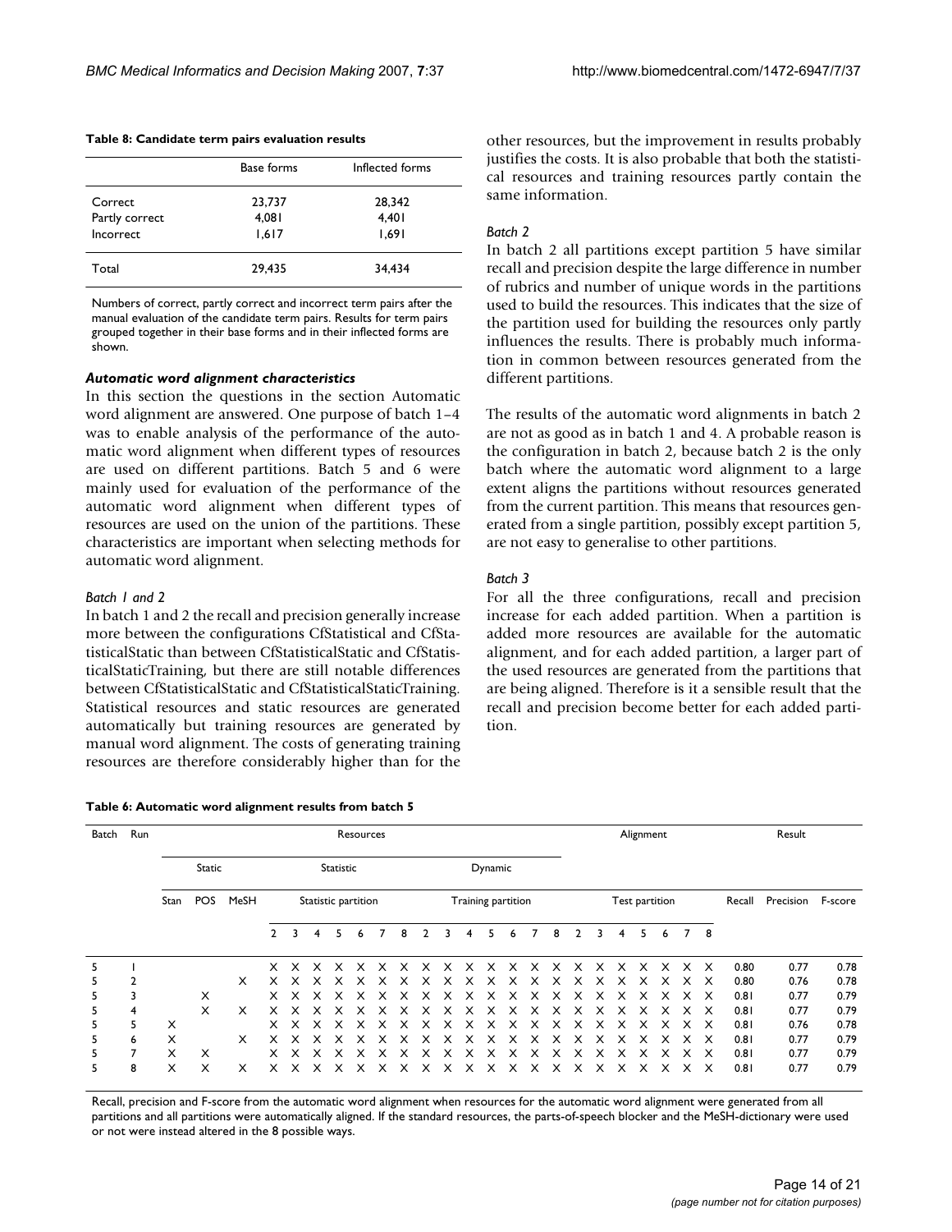**Table 8: Candidate term pairs evaluation results**

| | Base forms | Inflected forms |
|---|---|---|
| Correct | 23,737 | 28,342 |
| Partly correct | 4,081 | 4,401 |
| Incorrect | 1,617 | 1,691 |
| Total | 29,435 | 34,434 |

Numbers of correct, partly correct and incorrect term pairs after the manual evaluation of the candidate term pairs. Results for term pairs grouped together in their base forms and in their inflected forms are shown.

### *Automatic word alignment characteristics*

In this section the questions in the section Automatic word alignment are answered. One purpose of batch 1–4 was to enable analysis of the performance of the automatic word alignment when different types of resources are used on different partitions. Batch 5 and 6 were mainly used for evaluation of the performance of the automatic word alignment when different types of resources are used on the union of the partitions. These characteristics are important when selecting methods for automatic word alignment.

#### *Batch 1 and 2*

In batch 1 and 2 the recall and precision generally increase more between the configurations CfStatistical and CfStatisticalStatic than between CfStatisticalStatic and CfStatisticalStaticTraining, but there are still notable differences between CfStatisticalStatic and CfStatisticalStaticTraining. Statistical resources and static resources are generated automatically but training resources are generated by manual word alignment. The costs of generating training resources are therefore considerably higher than for the other resources, but the improvement in results probably justifies the costs. It is also probable that both the statistical resources and training resources partly contain the same information.

#### *Batch 2*

In batch 2 all partitions except partition 5 have similar recall and precision despite the large difference in number of rubrics and number of unique words in the partitions used to build the resources. This indicates that the size of the partition used for building the resources only partly influences the results. There is probably much information in common between resources generated from the different partitions.

The results of the automatic word alignments in batch 2 are not as good as in batch 1 and 4. A probable reason is the configuration in batch 2, because batch 2 is the only batch where the automatic word alignment to a large extent aligns the partitions without resources generated from the current partition. This means that resources generated from a single partition, possibly except partition 5, are not easy to generalise to other partitions.

#### *Batch 3*

For all the three configurations, recall and precision increase for each added partition. When a partition is added more resources are available for the automatic alignment, and for each added partition, a larger part of the used resources are generated from the partitions that are being aligned. Therefore is it a sensible result that the recall and precision become better for each added partition.

**Table 6: Automatic word alignment results from batch 5**

| Batch | Run | Resources | | | | | | | | | | | | | | | | | | Alignment | | | | | | | Result | | |
|---|---|---|---|---|---|---|---|---|---|---|---|---|---|---|---|---|---|---|---|---|---|---|---|---|---|---|---|---|---|
| | | Static | | | Statistic | | | | | | | Dynamic | | | | | | | | | | | | | | | | | |
| | | Stan | POS | MeSH | Statistic partition | | | | | | | Training partition | | | | | | | | Test partition | | | | | | | Recall | Precision | F-score |
| | | | | | 2 | 3 | 4 | 5 | 6 | 7 | 8 | 2 | 3 | 4 | 5 | 6 | 7 | 8 | 2 | 3 | 4 | 5 | 6 | 7 | 8 | | | | |
| 5 | 1 | | | | X | X | X | X | X | X | X | X | X | X | X | X | X | X | X | X | X | X | X | X | X | 0.80 | 0.77 | 0.78 |
| 5 | 2 | | | X | X | X | X | X | X | X | X | X | X | X | X | X | X | X | X | X | X | X | X | X | X | 0.80 | 0.76 | 0.78 |
| 5 | 3 | | X | | X | X | X | X | X | X | X | X | X | X | X | X | X | X | X | X | X | X | X | X | X | 0.81 | 0.77 | 0.79 |
| 5 | 4 | | X | X | X | X | X | X | X | X | X | X | X | X | X | X | X | X | X | X | X | X | X | X | X | 0.81 | 0.77 | 0.79 |
| 5 | 5 | X | | | X | X | X | X | X | X | X | X | X | X | X | X | X | X | X | X | X | X | X | X | X | 0.81 | 0.76 | 0.78 |
| 5 | 6 | X | | X | X | X | X | X | X | X | X | X | X | X | X | X | X | X | X | X | X | X | X | X | X | 0.81 | 0.77 | 0.79 |
| 5 | 7 | X | X | | X | X | X | X | X | X | X | X | X | X | X | X | X | X | X | X | X | X | X | X | X | 0.81 | 0.77 | 0.79 |
| 5 | 8 | X | X | X | X | X | X | X | X | X | X | X | X | X | X | X | X | X | X | X | X | X | X | X | X | 0.81 | 0.77 | 0.79 |

Recall, precision and F-score from the automatic word alignment when resources for the automatic word alignment were generated from all partitions and all partitions were automatically aligned. If the standard resources, the parts-of-speech blocker and the MeSH-dictionary were used or not were instead altered in the 8 possible ways.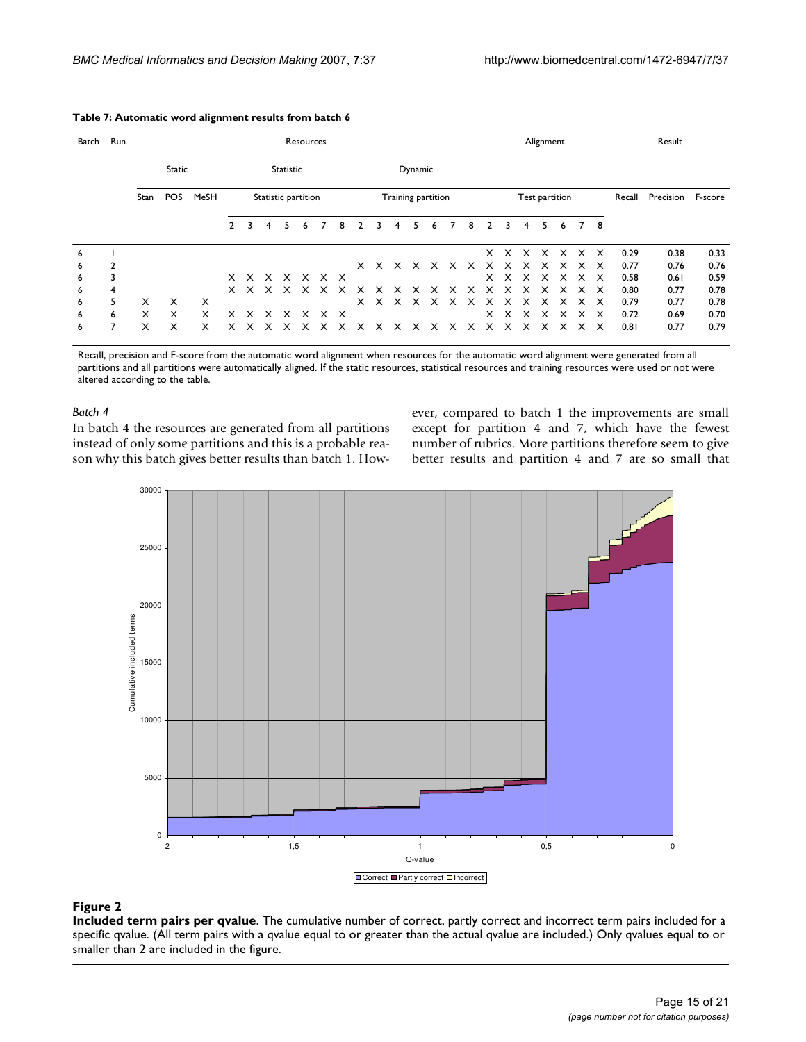**Table 7: Automatic word alignment results from batch 6**

| Batch | Run | Resources | | | | | | | | | | | | | | | | | | Alignment | | | | | | | Result | | |
|---|---|---|---|---|---|---|---|---|---|---|---|---|---|---|---|---|---|---|---|---|---|---|---|---|---|---|---|---|---|
| | | Static | | | Statistic | | | | | | | Dynamic | | | | | | | | | | | | | | | | | |
| | | Stan | POS | MeSH | Statistic partition | | | | | | | Training partition | | | | | | | Test partition | | | | | | | | Recall | Precision | F-score |
| | | | | | 2 | 3 | 4 | 5 | 6 | 7 | 8 | 2 | 3 | 4 | 5 | 6 | 7 | 8 | 2 | 3 | 4 | 5 | 6 | 7 | 8 | | | | |
| 6 | 1 | | | | | | | | | | | | | | | | | | X | X | X | X | X | X | X | 0.29 | 0.38 | 0.33 |
| 6 | 2 | | | | | | | | | | | X | X | X | X | X | X | X | X | X | X | X | X | X | X | 0.77 | 0.76 | 0.76 |
| 6 | 3 | | | | X | X | X | X | X | X | X | | | | | | | | X | X | X | X | X | X | X | 0.58 | 0.61 | 0.59 |
| 6 | 4 | | | | X | X | X | X | X | X | X | X | X | X | X | X | X | X | X | X | X | X | X | X | X | 0.80 | 0.77 | 0.78 |
| 6 | 5 | X | X | X | | | | | | | | X | X | X | X | X | X | X | X | X | X | X | X | X | X | 0.79 | 0.77 | 0.78 |
| 6 | 6 | X | X | X | X | X | X | X | X | X | X | | | | | | | | X | X | X | X | X | X | X | 0.72 | 0.69 | 0.70 |
| 6 | 7 | X | X | X | X | X | X | X | X | X | X | X | X | X | X | X | X | X | X | X | X | X | X | X | X | 0.81 | 0.77 | 0.79 |

Recall, precision and F-score from the automatic word alignment when resources for the automatic word alignment were generated from all partitions and all partitions were automatically aligned. If the static resources, statistical resources and training resources were used or not were altered according to the table.

*Batch 4*

In batch 4 the resources are generated from all partitions instead of only some partitions and this is a probable reason why this batch gives better results than batch 1. However, compared to batch 1 the improvements are small except for partition 4 and 7, which have the fewest number of rubrics. More partitions therefore seem to give better results and partition 4 and 7 are so small that

**Figure 2**

**Included term pairs per qvalue**. The cumulative number of correct, partly correct and incorrect term pairs included for a specific qvalue. (All term pairs with a qvalue equal to or greater than the actual qvalue are included.) Only qvalues equal to or smaller than 2 are included in the figure.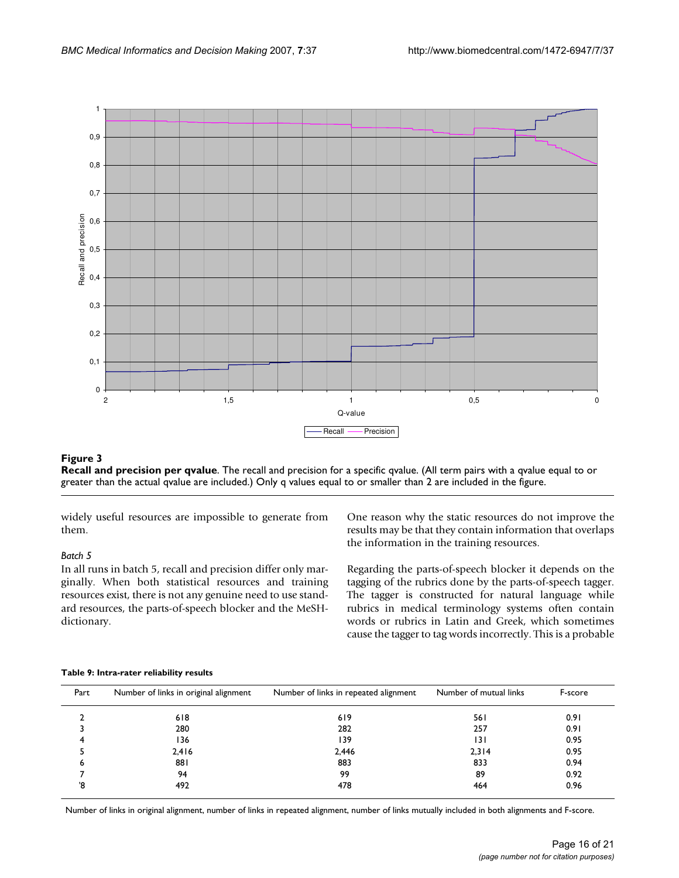**Figure 3**

**Recall and precision per qvalue**. The recall and precision for a specific qvalue. (All term pairs with a qvalue equal to or greater than the actual qvalue are included.) Only q values equal to or smaller than 2 are included in the figure.

widely useful resources are impossible to generate from them.

*Batch 5*

In all runs in batch 5, recall and precision differ only marginally. When both statistical resources and training resources exist, there is not any genuine need to use standard resources, the parts-of-speech blocker and the MeSH-dictionary.

One reason why the static resources do not improve the results may be that they contain information that overlaps the information in the training resources.

Regarding the parts-of-speech blocker it depends on the tagging of the rubrics done by the parts-of-speech tagger. The tagger is constructed for natural language while rubrics in medical terminology systems often contain words or rubrics in Latin and Greek, which sometimes cause the tagger to tag words incorrectly. This is a probable

**Table 9: Intra-rater reliability results**

| Part | Number of links in original alignment | Number of links in repeated alignment | Number of mutual links | F-score |
|---|---|---|---|---|
| 2 | 618 | 619 | 561 | 0.91 |
| 3 | 280 | 282 | 257 | 0.91 |
| 4 | 136 | 139 | 131 | 0.95 |
| 5 | 2,416 | 2,446 | 2,314 | 0.95 |
| 6 | 881 | 883 | 833 | 0.94 |
| 7 | 94 | 99 | 89 | 0.92 |
| '8 | 492 | 478 | 464 | 0.96 |

Number of links in original alignment, number of links in repeated alignment, number of links mutually included in both alignments and F-score.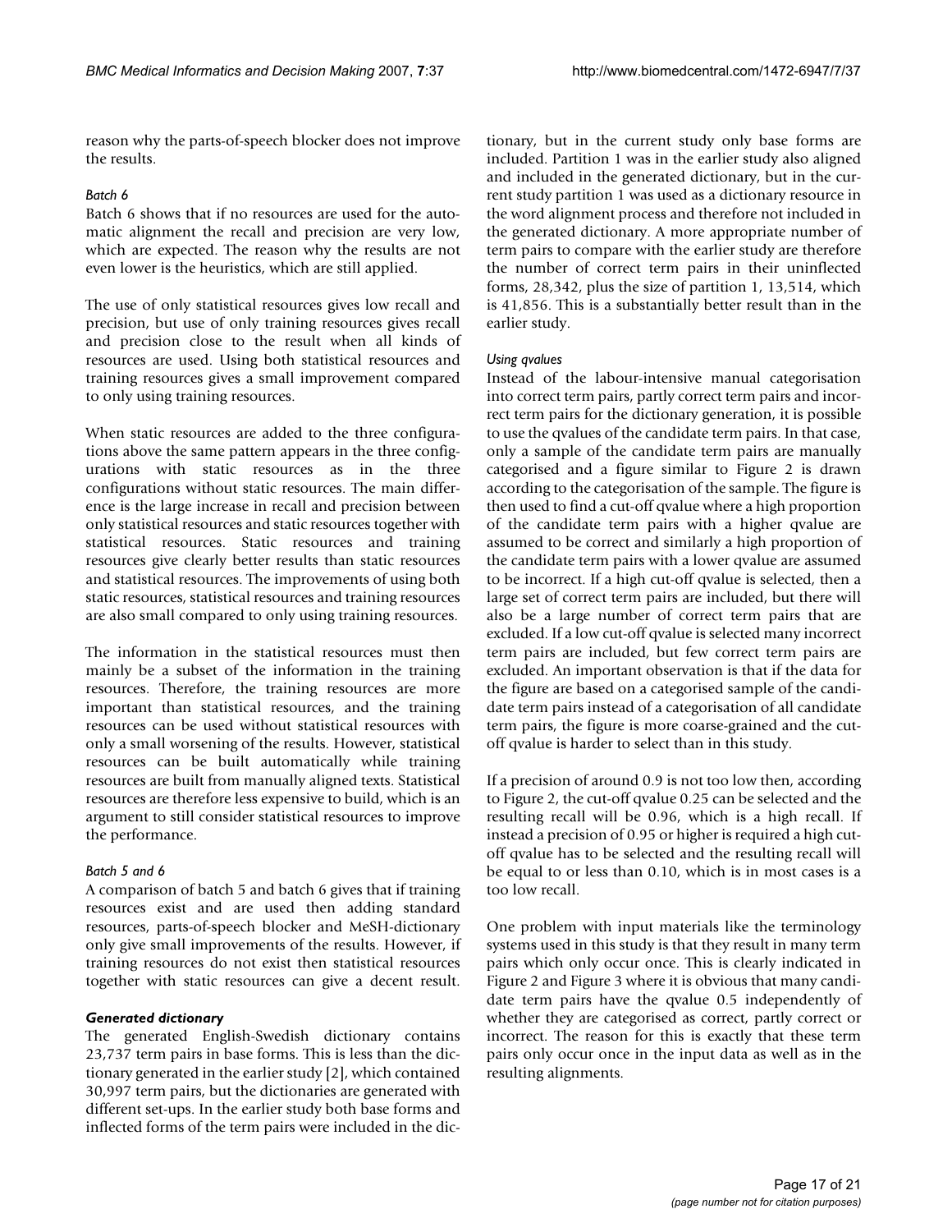reason why the parts-of-speech blocker does not improve the results.

*Batch 6*

Batch 6 shows that if no resources are used for the automatic alignment the recall and precision are very low, which are expected. The reason why the results are not even lower is the heuristics, which are still applied.

The use of only statistical resources gives low recall and precision, but use of only training resources gives recall and precision close to the result when all kinds of resources are used. Using both statistical resources and training resources gives a small improvement compared to only using training resources.

When static resources are added to the three configurations above the same pattern appears in the three configurations with static resources as in the three configurations without static resources. The main difference is the large increase in recall and precision between only statistical resources and static resources together with statistical resources. Static resources and training resources give clearly better results than static resources and statistical resources. The improvements of using both static resources, statistical resources and training resources are also small compared to only using training resources.

The information in the statistical resources must then mainly be a subset of the information in the training resources. Therefore, the training resources are more important than statistical resources, and the training resources can be used without statistical resources with only a small worsening of the results. However, statistical resources can be built automatically while training resources are built from manually aligned texts. Statistical resources are therefore less expensive to build, which is an argument to still consider statistical resources to improve the performance.

*Batch 5 and 6*

A comparison of batch 5 and batch 6 gives that if training resources exist and are used then adding standard resources, parts-of-speech blocker and MeSH-dictionary only give small improvements of the results. However, if training resources do not exist then statistical resources together with static resources can give a decent result.

### *Generated dictionary*

The generated English-Swedish dictionary contains 23,737 term pairs in base forms. This is less than the dictionary generated in the earlier study [2], which contained 30,997 term pairs, but the dictionaries are generated with different set-ups. In the earlier study both base forms and inflected forms of the term pairs were included in the dictionary, but in the current study only base forms are included. Partition 1 was in the earlier study also aligned and included in the generated dictionary, but in the current study partition 1 was used as a dictionary resource in the word alignment process and therefore not included in the generated dictionary. A more appropriate number of term pairs to compare with the earlier study are therefore the number of correct term pairs in their uninflected forms, 28,342, plus the size of partition 1, 13,514, which is 41,856. This is a substantially better result than in the earlier study.

*Using qvalues*

Instead of the labour-intensive manual categorisation into correct term pairs, partly correct term pairs and incorrect term pairs for the dictionary generation, it is possible to use the qvalues of the candidate term pairs. In that case, only a sample of the candidate term pairs are manually categorised and a figure similar to Figure 2 is drawn according to the categorisation of the sample. The figure is then used to find a cut-off qvalue where a high proportion of the candidate term pairs with a higher qvalue are assumed to be correct and similarly a high proportion of the candidate term pairs with a lower qvalue are assumed to be incorrect. If a high cut-off qvalue is selected, then a large set of correct term pairs are included, but there will also be a large number of correct term pairs that are excluded. If a low cut-off qvalue is selected many incorrect term pairs are included, but few correct term pairs are excluded. An important observation is that if the data for the figure are based on a categorised sample of the candidate term pairs instead of a categorisation of all candidate term pairs, the figure is more coarse-grained and the cut-off qvalue is harder to select than in this study.

If a precision of around 0.9 is not too low then, according to Figure 2, the cut-off qvalue 0.25 can be selected and the resulting recall will be 0.96, which is a high recall. If instead a precision of 0.95 or higher is required a high cut-off qvalue has to be selected and the resulting recall will be equal to or less than 0.10, which is in most cases is a too low recall.

One problem with input materials like the terminology systems used in this study is that they result in many term pairs which only occur once. This is clearly indicated in Figure 2 and Figure 3 where it is obvious that many candidate term pairs have the qvalue 0.5 independently of whether they are categorised as correct, partly correct or incorrect. The reason for this is exactly that these term pairs only occur once in the input data as well as in the resulting alignments.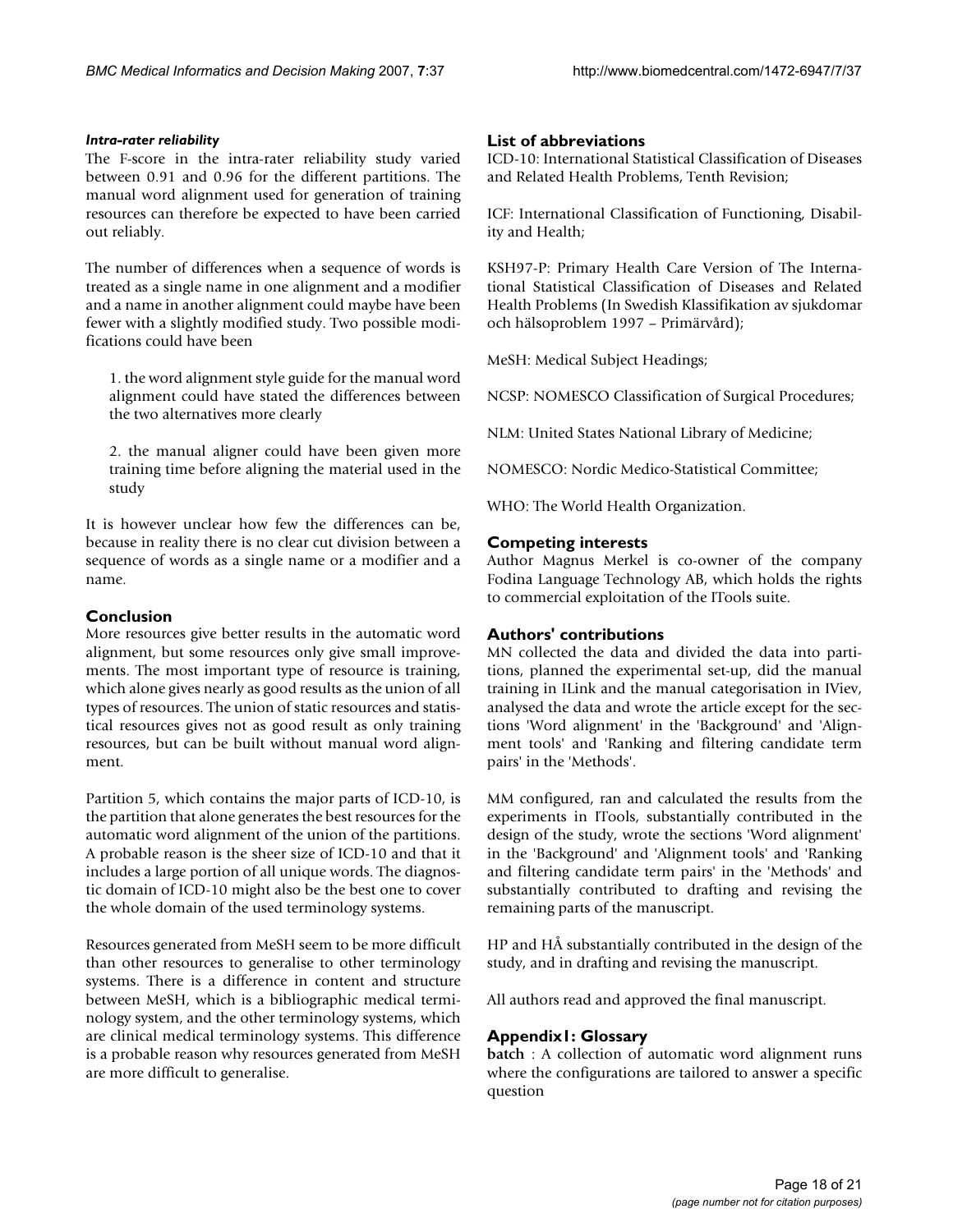#### *Intra-rater reliability*

The F-score in the intra-rater reliability study varied between 0.91 and 0.96 for the different partitions. The manual word alignment used for generation of training resources can therefore be expected to have been carried out reliably.

The number of differences when a sequence of words is treated as a single name in one alignment and a modifier and a name in another alignment could maybe have been fewer with a slightly modified study. Two possible modifications could have been

1. the word alignment style guide for the manual word alignment could have stated the differences between the two alternatives more clearly

2. the manual aligner could have been given more training time before aligning the material used in the study

It is however unclear how few the differences can be, because in reality there is no clear cut division between a sequence of words as a single name or a modifier and a name.

## Conclusion

More resources give better results in the automatic word alignment, but some resources only give small improvements. The most important type of resource is training, which alone gives nearly as good results as the union of all types of resources. The union of static resources and statistical resources gives not as good result as only training resources, but can be built without manual word alignment.

Partition 5, which contains the major parts of ICD-10, is the partition that alone generates the best resources for the automatic word alignment of the union of the partitions. A probable reason is the sheer size of ICD-10 and that it includes a large portion of all unique words. The diagnostic domain of ICD-10 might also be the best one to cover the whole domain of the used terminology systems.

Resources generated from MeSH seem to be more difficult than other resources to generalise to other terminology systems. There is a difference in content and structure between MeSH, which is a bibliographic medical terminology system, and the other terminology systems, which are clinical medical terminology systems. This difference is a probable reason why resources generated from MeSH are more difficult to generalise.

## List of abbreviations

ICD-10: International Statistical Classification of Diseases and Related Health Problems, Tenth Revision;

ICF: International Classification of Functioning, Disability and Health;

KSH97-P: Primary Health Care Version of The International Statistical Classification of Diseases and Related Health Problems (In Swedish Klassifikation av sjukdomar och hälsoproblem 1997 – Primärvård);

MeSH: Medical Subject Headings;

NCSP: NOMESCO Classification of Surgical Procedures;

NLM: United States National Library of Medicine;

NOMESCO: Nordic Medico-Statistical Committee;

WHO: The World Health Organization.

## Competing interests

Author Magnus Merkel is co-owner of the company Fodina Language Technology AB, which holds the rights to commercial exploitation of the ITools suite.

## Authors' contributions

MN collected the data and divided the data into partitions, planned the experimental set-up, did the manual training in ILink and the manual categorisation in IViev, analysed the data and wrote the article except for the sections 'Word alignment' in the 'Background' and 'Alignment tools' and 'Ranking and filtering candidate term pairs' in the 'Methods'.

MM configured, ran and calculated the results from the experiments in ITools, substantially contributed in the design of the study, wrote the sections 'Word alignment' in the 'Background' and 'Alignment tools' and 'Ranking and filtering candidate term pairs' in the 'Methods' and substantially contributed to drafting and revising the remaining parts of the manuscript.

HP and HÅ substantially contributed in the design of the study, and in drafting and revising the manuscript.

All authors read and approved the final manuscript.

## Appendix1: Glossary

**batch** : A collection of automatic word alignment runs where the configurations are tailored to answer a specific question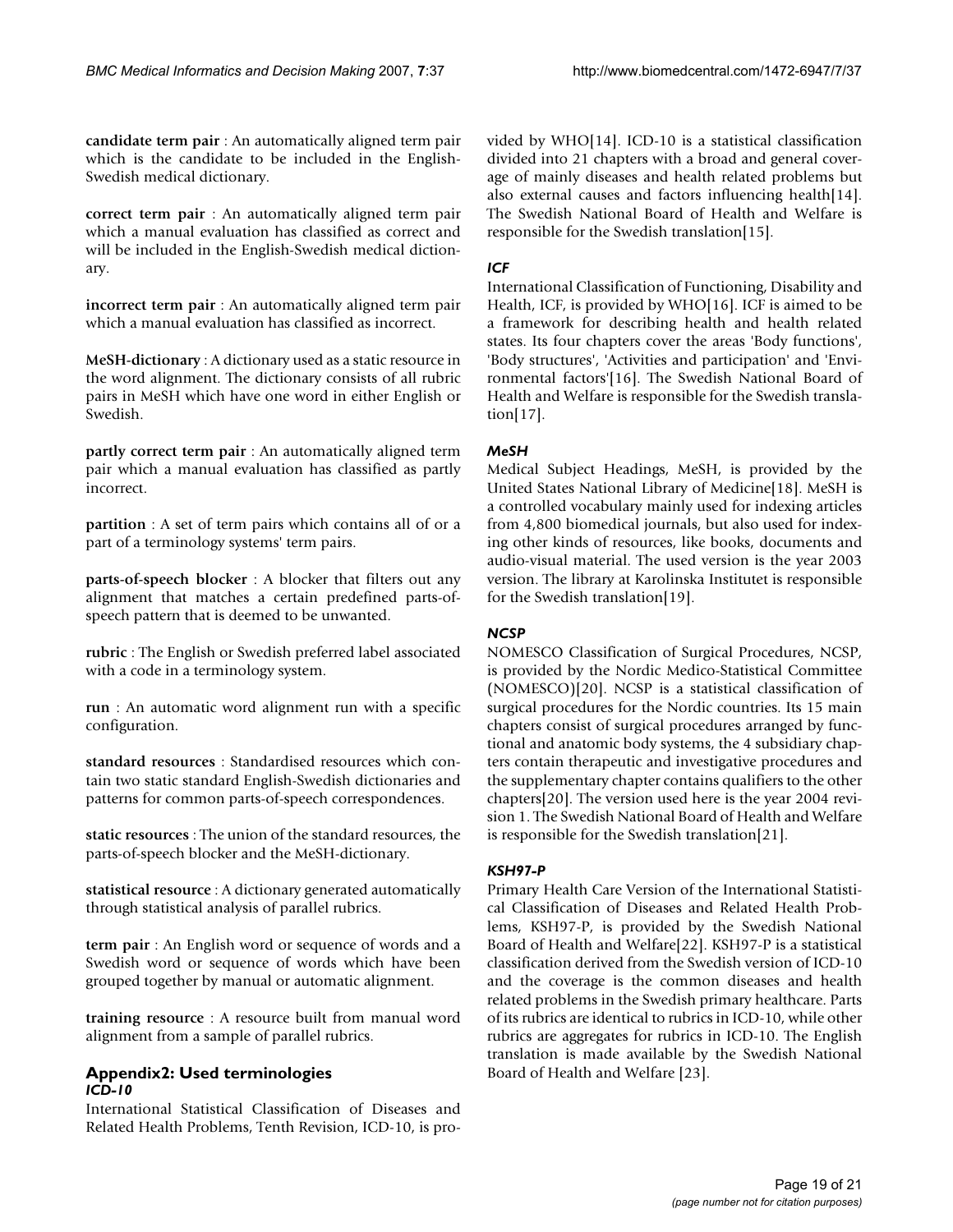**candidate term pair** : An automatically aligned term pair which is the candidate to be included in the English-Swedish medical dictionary.

**correct term pair** : An automatically aligned term pair which a manual evaluation has classified as correct and will be included in the English-Swedish medical dictionary.

**incorrect term pair** : An automatically aligned term pair which a manual evaluation has classified as incorrect.

**MeSH-dictionary** : A dictionary used as a static resource in the word alignment. The dictionary consists of all rubric pairs in MeSH which have one word in either English or Swedish.

**partly correct term pair** : An automatically aligned term pair which a manual evaluation has classified as partly incorrect.

**partition** : A set of term pairs which contains all of or a part of a terminology systems' term pairs.

**parts-of-speech blocker** : A blocker that filters out any alignment that matches a certain predefined parts-of-speech pattern that is deemed to be unwanted.

**rubric** : The English or Swedish preferred label associated with a code in a terminology system.

**run** : An automatic word alignment run with a specific configuration.

**standard resources** : Standardised resources which contain two static standard English-Swedish dictionaries and patterns for common parts-of-speech correspondences.

**static resources** : The union of the standard resources, the parts-of-speech blocker and the MeSH-dictionary.

**statistical resource** : A dictionary generated automatically through statistical analysis of parallel rubrics.

**term pair** : An English word or sequence of words and a Swedish word or sequence of words which have been grouped together by manual or automatic alignment.

**training resource** : A resource built from manual word alignment from a sample of parallel rubrics.

## Appendix2: Used terminologies

### *ICD-10*

International Statistical Classification of Diseases and Related Health Problems, Tenth Revision, ICD-10, is provided by WHO[14]. ICD-10 is a statistical classification divided into 21 chapters with a broad and general coverage of mainly diseases and health related problems but also external causes and factors influencing health[14]. The Swedish National Board of Health and Welfare is responsible for the Swedish translation[15].

### *ICF*

International Classification of Functioning, Disability and Health, ICF, is provided by WHO[16]. ICF is aimed to be a framework for describing health and health related states. Its four chapters cover the areas 'Body functions', 'Body structures', 'Activities and participation' and 'Environmental factors'[16]. The Swedish National Board of Health and Welfare is responsible for the Swedish translation[17].

### *MeSH*

Medical Subject Headings, MeSH, is provided by the United States National Library of Medicine[18]. MeSH is a controlled vocabulary mainly used for indexing articles from 4,800 biomedical journals, but also used for indexing other kinds of resources, like books, documents and audio-visual material. The used version is the year 2003 version. The library at Karolinska Institutet is responsible for the Swedish translation[19].

### *NCSP*

NOMESCO Classification of Surgical Procedures, NCSP, is provided by the Nordic Medico-Statistical Committee (NOMESCO)[20]. NCSP is a statistical classification of surgical procedures for the Nordic countries. Its 15 main chapters consist of surgical procedures arranged by functional and anatomic body systems, the 4 subsidiary chapters contain therapeutic and investigative procedures and the supplementary chapter contains qualifiers to the other chapters[20]. The version used here is the year 2004 revision 1. The Swedish National Board of Health and Welfare is responsible for the Swedish translation[21].

### *KSH97-P*

Primary Health Care Version of the International Statistical Classification of Diseases and Related Health Problems, KSH97-P, is provided by the Swedish National Board of Health and Welfare[22]. KSH97-P is a statistical classification derived from the Swedish version of ICD-10 and the coverage is the common diseases and health related problems in the Swedish primary healthcare. Parts of its rubrics are identical to rubrics in ICD-10, while other rubrics are aggregates for rubrics in ICD-10. The English translation is made available by the Swedish National Board of Health and Welfare [23].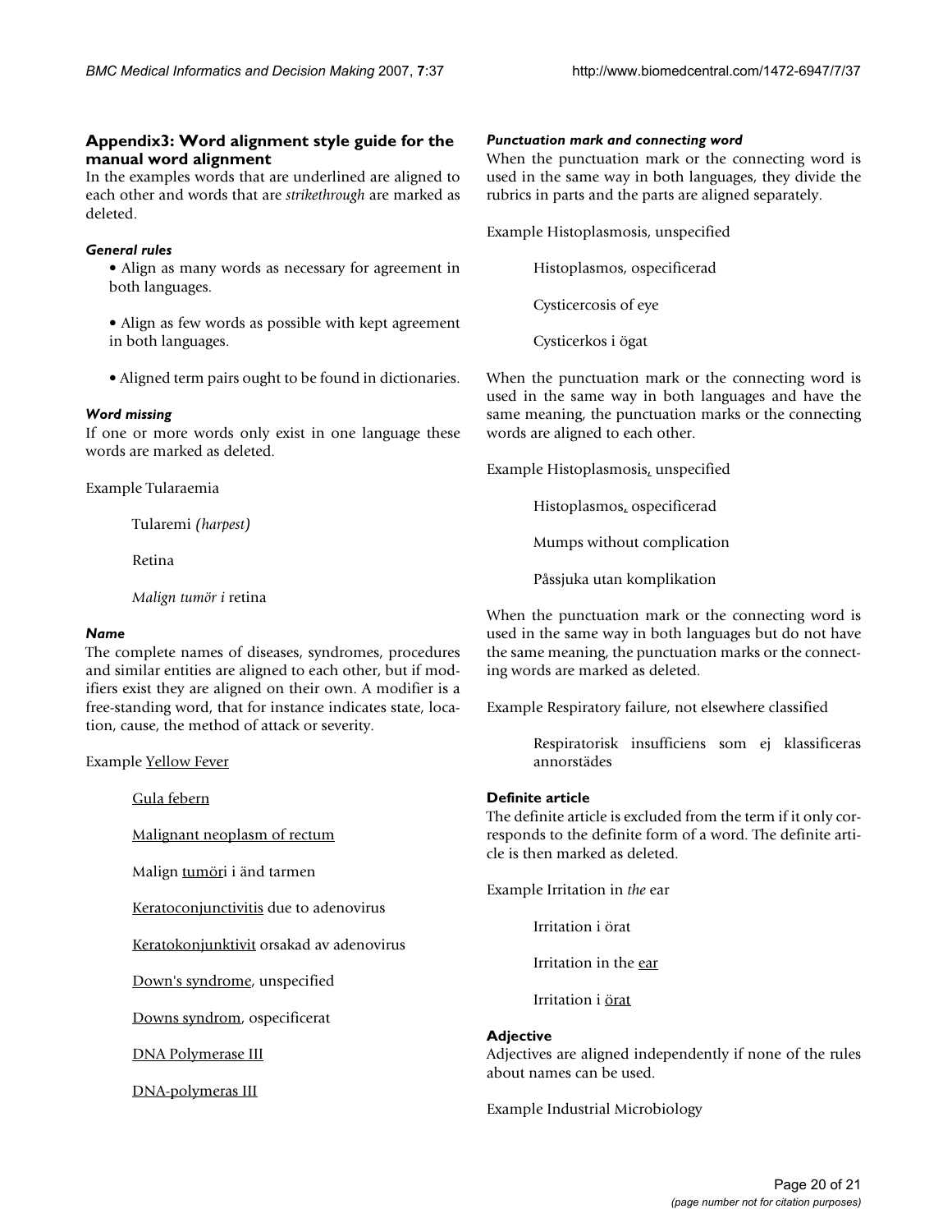## Appendix3: Word alignment style guide for the manual word alignment

In the examples words that are underlined are aligned to each other and words that are *strikethrough* are marked as deleted.

### *General rules*

- Align as many words as necessary for agreement in both languages.
- Align as few words as possible with kept agreement in both languages.
- Aligned term pairs ought to be found in dictionaries.

### *Word missing*

If one or more words only exist in one language these words are marked as deleted.

Example Tularaemia

> Tularemi *(harpest)*
>
> Retina
>
> *Malign tumör i* retina

### *Name*

The complete names of diseases, syndromes, procedures and similar entities are aligned to each other, but if modifiers exist they are aligned on their own. A modifier is a free-standing word, that for instance indicates state, location, cause, the method of attack or severity.

Example <u>Yellow Fever</u>

> <u>Gula febern</u>
>
> <u>Malignant neoplasm of rectum</u>
>
> Malign <u>tumör</u>i i änd tarmen
>
> <u>Keratoconjunctivitis</u> due to adenovirus
>
> <u>Keratokonjunktivit</u> orsakad av adenovirus
>
> <u>Down's syndrome</u>, unspecified
>
> <u>Downs syndrom</u>, ospecificerat
>
> <u>DNA Polymerase III</u>
>
> <u>DNA-polymeras III</u>

### *Punctuation mark and connecting word*

When the punctuation mark or the connecting word is used in the same way in both languages, they divide the rubrics in parts and the parts are aligned separately.

Example Histoplasmosis, unspecified

> Histoplasmos, ospecificerad
>
> Cysticercosis of eye
>
> Cysticerkos i ögat

When the punctuation mark or the connecting word is used in the same way in both languages and have the same meaning, the punctuation marks or the connecting words are aligned to each other.

Example Histoplasmosis<u>,</u> unspecified

> Histoplasmos<u>,</u> ospecificerad
>
> Mumps without complication
>
> Påssjuka utan komplikation

When the punctuation mark or the connecting word is used in the same way in both languages but do not have the same meaning, the punctuation marks or the connecting words are marked as deleted.

Example Respiratory failure, not elsewhere classified

> Respiratorisk insufficiens som ej klassificeras annorstädes

### Definite article

The definite article is excluded from the term if it only corresponds to the definite form of a word. The definite article is then marked as deleted.

Example Irritation in *the* ear

> Irritation i örat
>
> Irritation in the <u>ear</u>
>
> Irritation i <u>örat</u>

### Adjective

Adjectives are aligned independently if none of the rules about names can be used.

Example Industrial Microbiology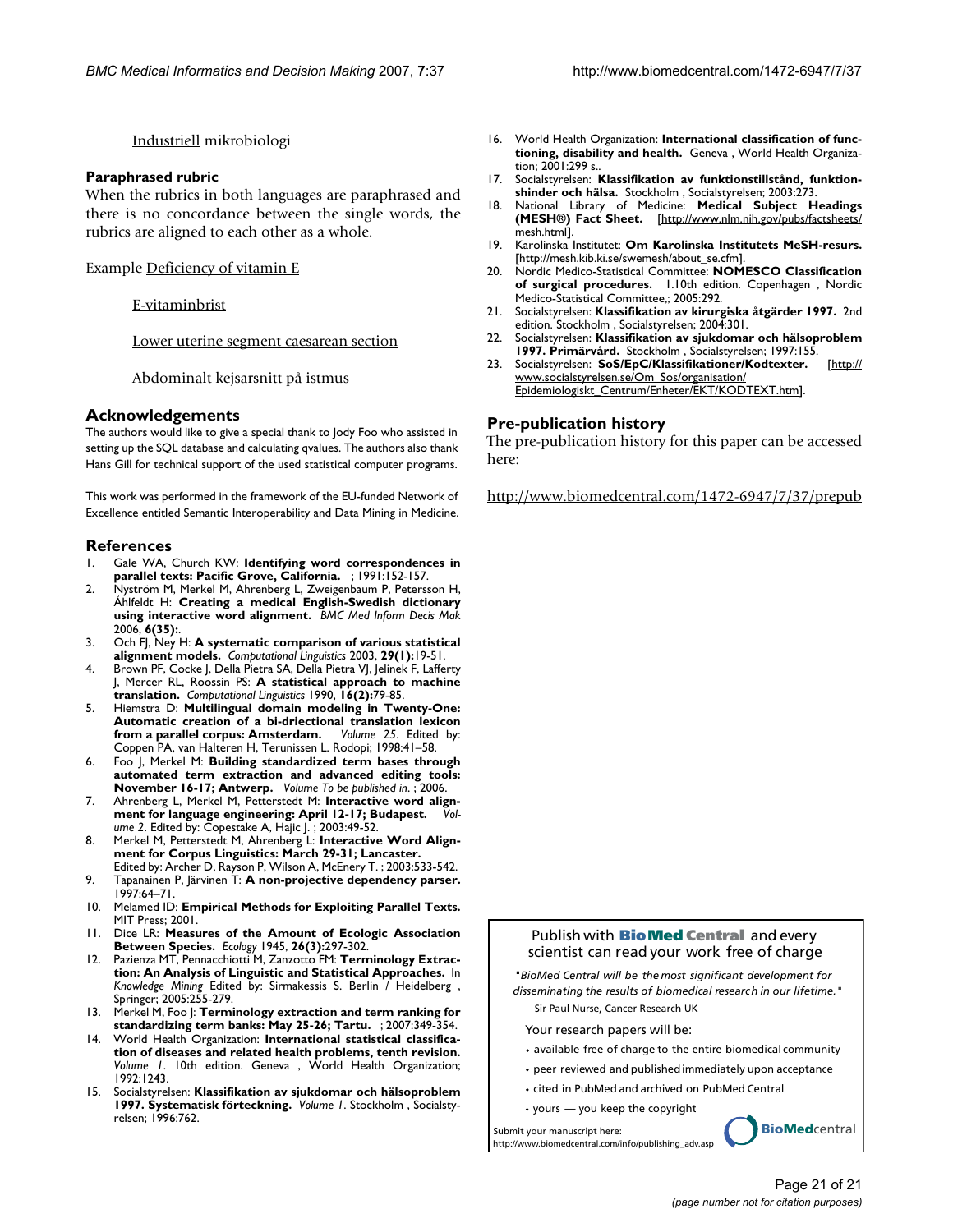Industriell mikrobiologi

**Paraphrased rubric**

When the rubrics in both languages are paraphrased and there is no concordance between the single words, the rubrics are aligned to each other as a whole.

Example Deficiency of vitamin E

E-vitaminbrist

Lower uterine segment caesarean section

Abdominalt kejsarsnitt på istmus

## Acknowledgements

The authors would like to give a special thank to Jody Foo who assisted in setting up the SQL database and calculating qvalues. The authors also thank Hans Gill for technical support of the used statistical computer programs.

This work was performed in the framework of the EU-funded Network of Excellence entitled Semantic Interoperability and Data Mining in Medicine.

## References

1. Gale WA, Church KW: **Identifying word correspondences in parallel texts: Pacific Grove, California.** ; 1991:152-157.
2. Nyström M, Merkel M, Ahrenberg L, Zweigenbaum P, Petersson H, Åhlfeldt H: **Creating a medical English-Swedish dictionary using interactive word alignment.** *BMC Med Inform Decis Mak* 2006, **6(35):**.
3. Och FJ, Ney H: **A systematic comparison of various statistical alignment models.** *Computational Linguistics* 2003, **29(1):**19-51.
4. Brown PF, Cocke J, Della Pietra SA, Della Pietra VJ, Jelinek F, Lafferty J, Mercer RL, Roossin PS: **A statistical approach to machine translation.** *Computational Linguistics* 1990, **16(2):**79-85.
5. Hiemstra D: **Multilingual domain modeling in Twenty-One: Automatic creation of a bi-driectional translation lexicon from a parallel corpus: Amsterdam.** *Volume 25*. Edited by: Coppen PA, van Halteren H, Terunissen L. Rodopi; 1998:41–58.
6. Foo J, Merkel M: **Building standardized term bases through automated term extraction and advanced editing tools: November 16-17; Antwerp.** *Volume To be published in*. ; 2006.
7. Ahrenberg L, Merkel M, Petterstedt M: **Interactive word alignment for language engineering: April 12-17; Budapest.** *Volume 2*. Edited by: Copestake A, Hajic J. ; 2003:49-52.
8. Merkel M, Petterstedt M, Ahrenberg L: **Interactive Word Alignment for Corpus Linguistics: March 29-31; Lancaster.** Edited by: Archer D, Rayson P, Wilson A, McEnery T. ; 2003:533-542.
9. Tapanainen P, Järvinen T: **A non-projective dependency parser.** 1997:64–71.
10. Melamed ID: **Empirical Methods for Exploiting Parallel Texts.** MIT Press; 2001.
11. Dice LR: **Measures of the Amount of Ecologic Association Between Species.** *Ecology* 1945, **26(3):**297-302.
12. Pazienza MT, Pennacchiotti M, Zanzotto FM: **Terminology Extraction: An Analysis of Linguistic and Statistical Approaches.** In *Knowledge Mining* Edited by: Sirmakessis S. Berlin / Heidelberg , Springer; 2005:255-279.
13. Merkel M, Foo J: **Terminology extraction and term ranking for standardizing term banks: May 25-26; Tartu.** ; 2007:349-354.
14. World Health Organization: **International statistical classification of diseases and related health problems, tenth revision.** *Volume 1*. 10th edition. Geneva , World Health Organization; 1992:1243.
15. Socialstyrelsen: **Klassifikation av sjukdomar och hälsoproblem 1997. Systematisk förteckning.** *Volume 1*. Stockholm , Socialstyrelsen; 1996:762.
16. World Health Organization: **International classification of functioning, disability and health.** Geneva , World Health Organization; 2001:299 s..
17. Socialstyrelsen: **Klassifikation av funktionstillstånd, funktionshinder och hälsa.** Stockholm , Socialstyrelsen; 2003:273.
18. National Library of Medicine: **Medical Subject Headings (MESH®) Fact Sheet.** [http://www.nlm.nih.gov/pubs/factsheets/mesh.html].
19. Karolinska Institutet: **Om Karolinska Institutets MeSH-resurs.** [http://mesh.kib.ki.se/swemesh/about_se.cfm].
20. Nordic Medico-Statistical Committee: **NOMESCO Classification of surgical procedures.** 1.10th edition. Copenhagen , Nordic Medico-Statistical Committee,; 2005:292.
21. Socialstyrelsen: **Klassifikation av kirurgiska åtgärder 1997.** 2nd edition. Stockholm , Socialstyrelsen; 2004:301.
22. Socialstyrelsen: **Klassifikation av sjukdomar och hälsoproblem 1997. Primärvård.** Stockholm , Socialstyrelsen; 1997:155.
23. Socialstyrelsen: **SoS/EpC/Klassifikationer/Kodtexter.** [http://www.socialstyrelsen.se/Om_Sos/organisation/Epidemiologiskt_Centrum/Enheter/EKT/KODTEXT.htm].

## Pre-publication history

The pre-publication history for this paper can be accessed here:

http://www.biomedcentral.com/1472-6947/7/37/prepub

Publish with **BioMed Central** and every scientist can read your work free of charge

*"BioMed Central will be the most significant development for disseminating the results of biomedical research in our lifetime."*

Sir Paul Nurse, Cancer Research UK

Your research papers will be:

- available free of charge to the entire biomedical community
- peer reviewed and published immediately upon acceptance
- cited in PubMed and archived on PubMed Central
- yours — you keep the copyright

Submit your manuscript here:
http://www.biomedcentral.com/info/publishing_adv.asp

BioMedcentral